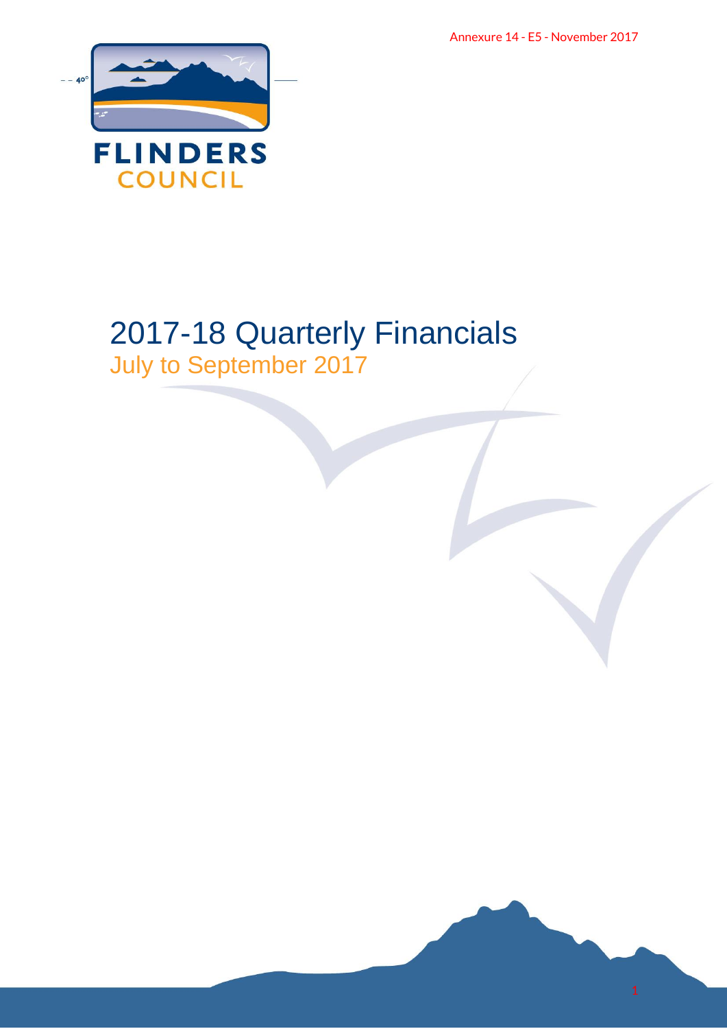Annexure 14 - E5 - November 2017

FLINDERS
COUNCIL

# 2017-18 Quarterly Financials

## July to September 2017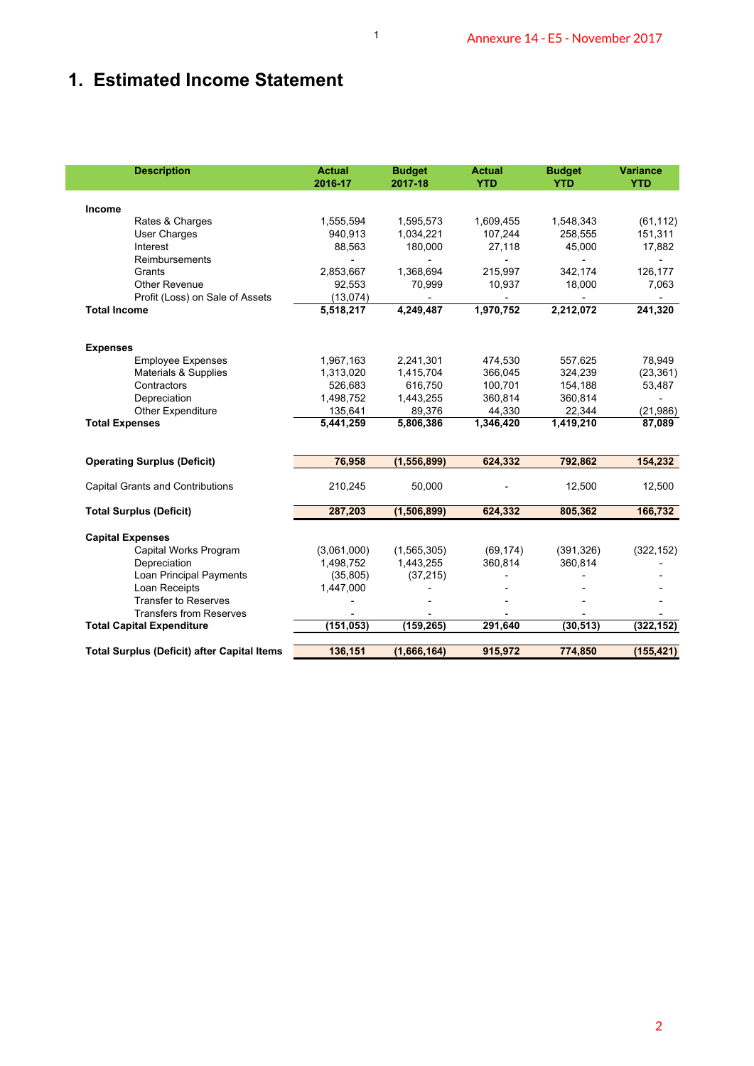# 1. Estimated Income Statement

| Description | Actual 2016-17 | Budget 2017-18 | Actual YTD | Budget YTD | Variance YTD |
|---|---|---|---|---|---|
| **Income** | | | | | |
| Rates & Charges | 1,555,594 | 1,595,573 | 1,609,455 | 1,548,343 | (61,112) |
| User Charges | 940,913 | 1,034,221 | 107,244 | 258,555 | 151,311 |
| Interest | 88,563 | 180,000 | 27,118 | 45,000 | 17,882 |
| Reimbursements | - | - | - | - | - |
| Grants | 2,853,667 | 1,368,694 | 215,997 | 342,174 | 126,177 |
| Other Revenue | 92,553 | 70,999 | 10,937 | 18,000 | 7,063 |
| Profit (Loss) on Sale of Assets | (13,074) | - | - | - | - |
| **Total Income** | **5,518,217** | **4,249,487** | **1,970,752** | **2,212,072** | **241,320** |
| **Expenses** | | | | | |
| Employee Expenses | 1,967,163 | 2,241,301 | 474,530 | 557,625 | 78,949 |
| Materials & Supplies | 1,313,020 | 1,415,704 | 366,045 | 324,239 | (23,361) |
| Contractors | 526,683 | 616,750 | 100,701 | 154,188 | 53,487 |
| Depreciation | 1,498,752 | 1,443,255 | 360,814 | 360,814 | - |
| Other Expenditure | 135,641 | 89,376 | 44,330 | 22,344 | (21,986) |
| **Total Expenses** | **5,441,259** | **5,806,386** | **1,346,420** | **1,419,210** | **87,089** |
| **Operating Surplus (Deficit)** | **76,958** | **(1,556,899)** | **624,332** | **792,862** | **154,232** |
| Capital Grants and Contributions | 210,245 | 50,000 | - | 12,500 | 12,500 |
| **Total Surplus (Deficit)** | **287,203** | **(1,506,899)** | **624,332** | **805,362** | **166,732** |
| **Capital Expenses** | | | | | |
| Capital Works Program | (3,061,000) | (1,565,305) | (69,174) | (391,326) | (322,152) |
| Depreciation | 1,498,752 | 1,443,255 | 360,814 | 360,814 | - |
| Loan Principal Payments | (35,805) | (37,215) | - | - | - |
| Loan Receipts | 1,447,000 | - | - | - | - |
| Transfer to Reserves | - | - | - | - | - |
| Transfers from Reserves | - | - | - | - | - |
| **Total Capital Expenditure** | **(151,053)** | **(159,265)** | **291,640** | **(30,513)** | **(322,152)** |
| **Total Surplus (Deficit) after Capital Items** | **136,151** | **(1,666,164)** | **915,972** | **774,850** | **(155,421)** |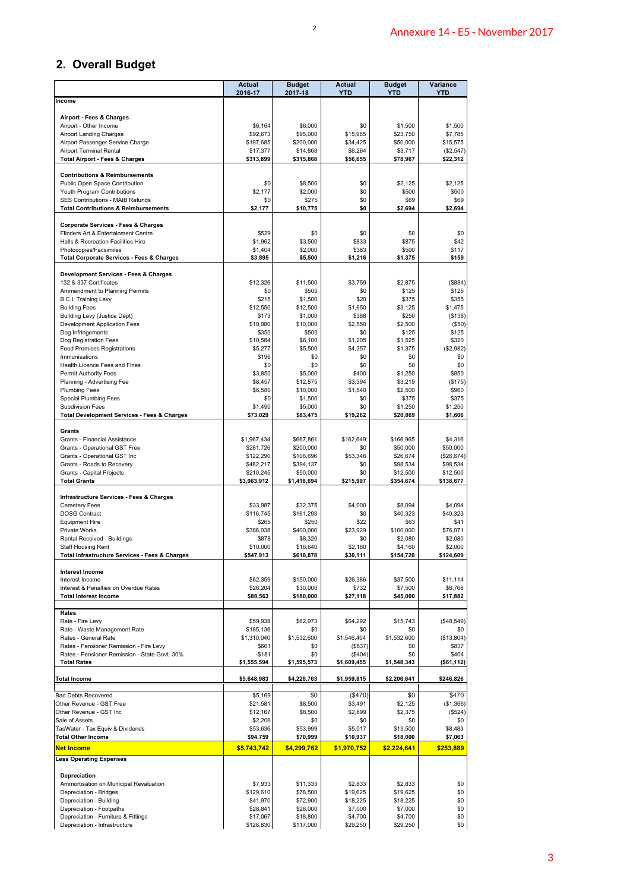Annexure 14 - E5 - November 2017

## 2. Overall Budget

| | Actual 2016-17 | Budget 2017-18 | Actual YTD | Budget YTD | Variance YTD |
|---|---|---|---|---|---|
| **Income** | | | | | |
| | | | | | |
| **Airport - Fees & Charges** | | | | | |
| Airport - Other Income | $6,164 | $6,000 | $0 | $1,500 | $1,500 |
| Airport Landing Charges | $92,673 | $95,000 | $15,965 | $23,750 | $7,785 |
| Airport Passenger Service Charge | $197,685 | $200,000 | $34,425 | $50,000 | $15,575 |
| Airport Terminal Rental | $17,377 | $14,868 | $6,264 | $3,717 | ($2,547) |
| **Total Airport - Fees & Charges** | **$313,899** | **$315,868** | **$56,655** | **$78,967** | **$22,312** |
| | | | | | |
| **Contributions & Reimbursements** | | | | | |
| Public Open Space Contribution | $0 | $8,500 | $0 | $2,125 | $2,125 |
| Youth Program Contributions | $2,177 | $2,000 | $0 | $500 | $500 |
| SES Contributions - MAIB Refunds | $0 | $275 | $0 | $69 | $69 |
| **Total Contributions & Reimbursements** | **$2,177** | **$10,775** | **$0** | **$2,694** | **$2,694** |
| | | | | | |
| **Corporate Services - Fees & Charges** | | | | | |
| Flinders Art & Entertainment Centre | $529 | $0 | $0 | $0 | $0 |
| Halls & Recreation Facilities Hire | $1,962 | $3,500 | $833 | $875 | $42 |
| Photocopies/Facsimiles | $1,404 | $2,000 | $383 | $500 | $117 |
| **Total Corporate Services - Fees & Charges** | **$3,895** | **$5,500** | **$1,216** | **$1,375** | **$159** |
| | | | | | |
| **Development Services - Fees & Charges** | | | | | |
| 132 & 337 Certificates | $12,326 | $11,500 | $3,759 | $2,875 | ($884) |
| Ammendment to Planning Permits | $0 | $500 | $0 | $125 | $125 |
| B.C.I. Training Levy | $215 | $1,500 | $20 | $375 | $355 |
| Building Fees | $12,550 | $12,500 | $1,650 | $3,125 | $1,475 |
| Building Levy (Justice Dept) | $173 | $1,000 | $388 | $250 | ($138) |
| Development Application Fees | $10,980 | $10,000 | $2,550 | $2,500 | ($50) |
| Dog Infringements | $350 | $500 | $0 | $125 | $125 |
| Dog Registration Fees | $10,584 | $6,100 | $1,205 | $1,525 | $320 |
| Food Premises Registrations | $5,277 | $5,500 | $4,357 | $1,375 | ($2,982) |
| Immunisations | $196 | $0 | $0 | $0 | $0 |
| Health Licence Fees and Fines | $0 | $0 | $0 | $0 | $0 |
| Permit Authority Fees | $3,850 | $5,000 | $400 | $1,250 | $850 |
| Planning - Advertising Fee | $8,457 | $12,875 | $3,394 | $3,219 | ($175) |
| Plumbing Fees | $6,580 | $10,000 | $1,540 | $2,500 | $960 |
| Special Plumbing Fees | $0 | $1,500 | $0 | $375 | $375 |
| Subdivision Fees | $1,490 | $5,000 | $0 | $1,250 | $1,250 |
| **Total Development Services - Fees & Charges** | **$73,029** | **$83,475** | **$19,262** | **$20,869** | **$1,606** |
| | | | | | |
| **Grants** | | | | | |
| Grants - Financial Assistance | $1,967,434 | $667,861 | $162,649 | $166,965 | $4,316 |
| Grants - Operational GST Free | $281,726 | $200,000 | $0 | $50,000 | $50,000 |
| Grants - Operational GST Inc | $122,290 | $106,696 | $53,348 | $26,674 | ($26,674) |
| Grants - Roads to Recovery | $482,217 | $394,137 | $0 | $98,534 | $98,534 |
| Grants - Capital Projects | $210,245 | $50,000 | $0 | $12,500 | $12,500 |
| **Total Grants** | **$3,063,912** | **$1,418,694** | **$215,997** | **$354,674** | **$138,677** |
| | | | | | |
| **Infrastructure Services - Fees & Charges** | | | | | |
| Cemetery Fees | $33,987 | $32,375 | $4,000 | $8,094 | $4,094 |
| DOSG Contract | $116,745 | $161,293 | $0 | $40,323 | $40,323 |
| Equipment Hire | $265 | $250 | $22 | $63 | $41 |
| Private Works | $386,038 | $400,000 | $23,929 | $100,000 | $76,071 |
| Rental Received - Buildings | $878 | $8,320 | $0 | $2,080 | $2,080 |
| Staff Housing Rent | $10,000 | $16,640 | $2,160 | $4,160 | $2,000 |
| **Total Infrastructure Services - Fees & Charges** | **$547,913** | **$618,878** | **$30,111** | **$154,720** | **$124,609** |
| | | | | | |
| **Interest Income** | | | | | |
| Interest Income | $62,359 | $150,000 | $26,386 | $37,500 | $11,114 |
| Interest & Penalties on Overdue Rates | $26,204 | $30,000 | $732 | $7,500 | $6,768 |
| **Total Interest Income** | **$88,563** | **$180,000** | **$27,118** | **$45,000** | **$17,882** |
| | | | | | |
| **Rates** | | | | | |
| Rate - Fire Levy | $59,938 | $62,973 | $64,292 | $15,743 | ($48,549) |
| Rate - Waste Management Rate | $185,136 | $0 | $0 | $0 | $0 |
| Rates - General Rate | $1,310,040 | $1,532,600 | $1,546,404 | $1,532,600 | ($13,804) |
| Rates - Pensioner Remission - Fire Levy | $661 | $0 | ($837) | $0 | $837 |
| Rates - Pensioner Remission - State Govt. 30% | -$181 | $0 | ($404) | $0 | $404 |
| **Total Rates** | **$1,555,594** | **$1,595,573** | **$1,609,455** | **$1,548,343** | **($61,112)** |
| | | | | | |
| **Total Income** | **$5,648,983** | **$4,228,763** | **$1,959,815** | **$2,206,641** | **$246,826** |
| | | | | | |
| Bad Debts Recovered | $5,169 | $0 | ($470) | $0 | $470 |
| Other Revenue - GST Free | $21,581 | $8,500 | $3,491 | $2,125 | ($1,366) |
| Other Revenue - GST Inc | $12,167 | $8,500 | $2,899 | $2,375 | ($524) |
| Sale of Assets | $2,206 | $0 | $0 | $0 | $0 |
| TasWater - Tax Equiv & Dividends | $53,636 | $53,999 | $5,017 | $13,500 | $8,483 |
| **Total Other Income** | **$94,759** | **$70,999** | **$10,937** | **$18,000** | **$7,063** |
| **Net Income** | **$5,743,742** | **$4,299,762** | **$1,970,752** | **$2,224,641** | **$253,889** |
| **Less Operating Expenses** | | | | | |
| | | | | | |
| **Depreciation** | | | | | |
| Ammortisation on Municipal Revaluation | $7,933 | $11,333 | $2,833 | $2,833 | $0 |
| Depreciation - Bridges | $129,610 | $78,500 | $19,625 | $19,625 | $0 |
| Depreciation - Building | $41,970 | $72,900 | $18,225 | $18,225 | $0 |
| Depreciation - Footpaths | $28,841 | $28,000 | $7,000 | $7,000 | $0 |
| Depreciation - Furniture & Fittings | $17,067 | $18,800 | $4,700 | $4,700 | $0 |
| Depreciation - Infrastructure | $128,830 | $117,000 | $29,250 | $29,250 | $0 |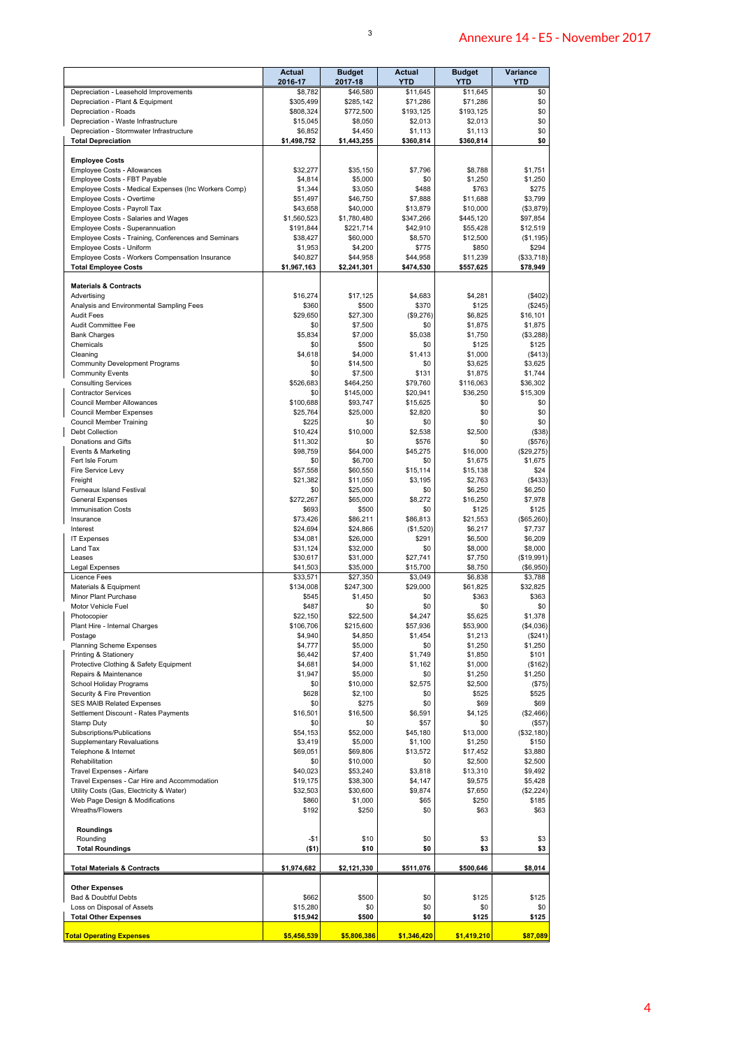Annexure 14 - E5 - November 2017

| | Actual 2016-17 | Budget 2017-18 | Actual YTD | Budget YTD | Variance YTD |
|---|---|---|---|---|---|
| Depreciation - Leasehold Improvements | $8,782 | $46,580 | $11,645 | $11,645 | $0 |
| Depreciation - Plant & Equipment | $305,499 | $285,142 | $71,286 | $71,286 | $0 |
| Depreciation - Roads | $808,324 | $772,500 | $193,125 | $193,125 | $0 |
| Depreciation - Waste Infrastructure | $15,045 | $8,050 | $2,013 | $2,013 | $0 |
| Depreciation - Stormwater Infrastructure | $6,852 | $4,450 | $1,113 | $1,113 | $0 |
| **Total Depreciation** | **$1,498,752** | **$1,443,255** | **$360,814** | **$360,814** | **$0** |
| | | | | | |
| **Employee Costs** | | | | | |
| Employee Costs - Allowances | $32,277 | $35,150 | $7,796 | $8,788 | $1,751 |
| Employee Costs - FBT Payable | $4,814 | $5,000 | $0 | $1,250 | $1,250 |
| Employee Costs - Medical Expenses (Inc Workers Comp) | $1,344 | $3,050 | $488 | $763 | $275 |
| Employee Costs - Overtime | $51,497 | $46,750 | $7,888 | $11,688 | $3,799 |
| Employee Costs - Payroll Tax | $43,658 | $40,000 | $13,879 | $10,000 | ($3,879) |
| Employee Costs - Salaries and Wages | $1,560,523 | $1,780,480 | $347,266 | $445,120 | $97,854 |
| Employee Costs - Superannuation | $191,844 | $221,714 | $42,910 | $55,428 | $12,519 |
| Employee Costs - Training, Conferences and Seminars | $38,427 | $60,000 | $8,570 | $12,500 | ($1,195) |
| Employee Costs - Uniform | $1,953 | $4,200 | $775 | $850 | $294 |
| Employee Costs - Workers Compensation Insurance | $40,827 | $44,958 | $44,958 | $11,239 | ($33,718) |
| **Total Employee Costs** | **$1,967,163** | **$2,241,301** | **$474,530** | **$557,625** | **$78,949** |
| | | | | | |
| **Materials & Contracts** | | | | | |
| Advertising | $16,274 | $17,125 | $4,683 | $4,281 | ($402) |
| Analysis and Environmental Sampling Fees | $360 | $500 | $370 | $125 | ($245) |
| Audit Fees | $29,650 | $27,300 | ($9,276) | $6,825 | $16,101 |
| Audit Committee Fee | $0 | $7,500 | $0 | $1,875 | $1,875 |
| Bank Charges | $5,834 | $7,000 | $5,038 | $1,750 | ($3,288) |
| Chemicals | $0 | $500 | $0 | $125 | $125 |
| Cleaning | $4,618 | $4,000 | $1,413 | $1,000 | ($413) |
| Community Development Programs | $0 | $14,500 | $0 | $3,625 | $3,625 |
| Community Events | $0 | $7,500 | $131 | $1,875 | $1,744 |
| Consulting Services | $526,683 | $464,250 | $79,760 | $116,063 | $36,302 |
| Contractor Services | $0 | $145,000 | $20,941 | $36,250 | $15,309 |
| Council Member Allowances | $100,688 | $93,747 | $15,625 | $0 | $0 |
| Council Member Expenses | $25,764 | $25,000 | $2,820 | $0 | $0 |
| Council Member Training | $225 | $0 | $0 | $0 | $0 |
| Debt Collection | $10,424 | $10,000 | $2,538 | $2,500 | ($38) |
| Donations and Gifts | $11,302 | $0 | $576 | $0 | ($576) |
| Events & Marketing | $98,759 | $64,000 | $45,275 | $16,000 | ($29,275) |
| Fert Isle Forum | $0 | $6,700 | $0 | $1,675 | $1,675 |
| Fire Service Levy | $57,558 | $60,550 | $15,114 | $15,138 | $24 |
| Freight | $21,382 | $11,050 | $3,195 | $2,763 | ($433) |
| Furneaux Island Festival | $0 | $25,000 | $0 | $6,250 | $6,250 |
| General Expenses | $272,267 | $65,000 | $8,272 | $16,250 | $7,978 |
| Immunisation Costs | $693 | $500 | $0 | $125 | $125 |
| Insurance | $73,426 | $86,211 | $86,813 | $21,553 | ($65,260) |
| Interest | $24,694 | $24,866 | ($1,520) | $6,217 | $7,737 |
| IT Expenses | $34,081 | $26,000 | $291 | $6,500 | $6,209 |
| Land Tax | $31,124 | $32,000 | $0 | $8,000 | $8,000 |
| Leases | $30,617 | $31,000 | $27,741 | $7,750 | ($19,991) |
| Legal Expenses | $41,503 | $35,000 | $15,700 | $8,750 | ($6,950) |
| Licence Fees | $33,571 | $27,350 | $3,049 | $6,838 | $3,788 |
| Materials & Equipment | $134,008 | $247,300 | $29,000 | $61,825 | $32,825 |
| Minor Plant Purchase | $545 | $1,450 | $0 | $363 | $363 |
| Motor Vehicle Fuel | $487 | $0 | $0 | $0 | $0 |
| Photocopier | $22,150 | $22,500 | $4,247 | $5,625 | $1,378 |
| Plant Hire - Internal Charges | $106,706 | $215,600 | $57,936 | $53,900 | ($4,036) |
| Postage | $4,940 | $4,850 | $1,454 | $1,213 | ($241) |
| Planning Scheme Expenses | $4,777 | $5,000 | $0 | $1,250 | $1,250 |
| Printing & Stationery | $6,442 | $7,400 | $1,749 | $1,850 | $101 |
| Protective Clothing & Safety Equipment | $4,681 | $4,000 | $1,162 | $1,000 | ($162) |
| Repairs & Maintenance | $1,947 | $5,000 | $0 | $1,250 | $1,250 |
| School Holiday Programs | $0 | $10,000 | $2,575 | $2,500 | ($75) |
| Security & Fire Prevention | $628 | $2,100 | $0 | $525 | $525 |
| SES MAIB Related Expenses | $0 | $275 | $0 | $69 | $69 |
| Settlement Discount - Rates Payments | $16,501 | $16,500 | $6,591 | $4,125 | ($2,466) |
| Stamp Duty | $0 | $0 | $57 | $0 | ($57) |
| Subscriptions/Publications | $54,153 | $52,000 | $45,180 | $13,000 | ($32,180) |
| Supplementary Revaluations | $3,419 | $5,000 | $1,100 | $1,250 | $150 |
| Telephone & Internet | $69,051 | $69,806 | $13,572 | $17,452 | $3,880 |
| Rehabilitation | $0 | $10,000 | $0 | $2,500 | $2,500 |
| Travel Expenses - Airfare | $40,023 | $53,240 | $3,818 | $13,310 | $9,492 |
| Travel Expenses - Car Hire and Accommodation | $19,175 | $38,300 | $4,147 | $9,575 | $5,428 |
| Utility Costs (Gas, Electricity & Water) | $32,503 | $30,600 | $9,874 | $7,650 | ($2,224) |
| Web Page Design & Modifications | $860 | $1,000 | $65 | $250 | $185 |
| Wreaths/Flowers | $192 | $250 | $0 | $63 | $63 |
| | | | | | |
| **Roundings** | | | | | |
| Rounding | -$1 | $10 | $0 | $3 | $3 |
| **Total Roundings** | **($1)** | **$10** | **$0** | **$3** | **$3** |
| | | | | | |
| **Total Materials & Contracts** | **$1,974,682** | **$2,121,330** | **$511,076** | **$500,646** | **$8,014** |
| | | | | | |
| **Other Expenses** | | | | | |
| Bad & Doubtful Debts | $662 | $500 | $0 | $125 | $125 |
| Loss on Disposal of Assets | $15,280 | $0 | $0 | $0 | $0 |
| **Total Other Expenses** | **$15,942** | **$500** | **$0** | **$125** | **$125** |
| | | | | | |
| **Total Operating Expenses** | **$5,456,539** | **$5,806,386** | **$1,346,420** | **$1,419,210** | **$87,089** |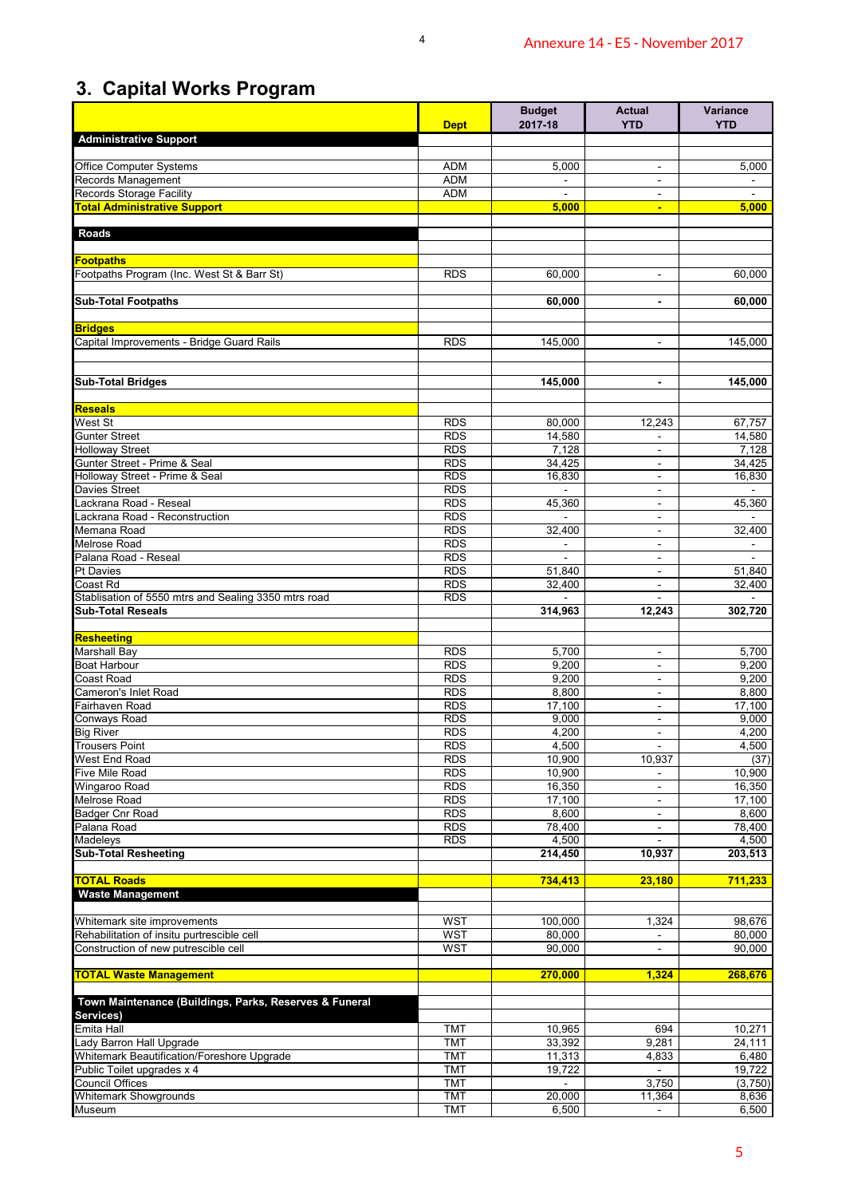## 3. Capital Works Program

| | Dept | Budget 2017-18 | Actual YTD | Variance YTD |
|---|---|---|---|---|
| **Administrative Support** | | | | |
| | | | | |
| Office Computer Systems | ADM | 5,000 | - | 5,000 |
| Records Management | ADM | - | - | - |
| Records Storage Facility | ADM | - | - | - |
| **Total Administrative Support** | | **5,000** | **-** | **5,000** |
| | | | | |
| **Roads** | | | | |
| | | | | |
| **Footpaths** | | | | |
| Footpaths Program (Inc. West St & Barr St) | RDS | 60,000 | - | 60,000 |
| | | | | |
| **Sub-Total Footpaths** | | **60,000** | **-** | **60,000** |
| | | | | |
| **Bridges** | | | | |
| Capital Improvements - Bridge Guard Rails | RDS | 145,000 | - | 145,000 |
| | | | | |
| | | | | |
| **Sub-Total Bridges** | | **145,000** | **-** | **145,000** |
| | | | | |
| **Reseals** | | | | |
| West St | RDS | 80,000 | 12,243 | 67,757 |
| Gunter Street | RDS | 14,580 | - | 14,580 |
| Holloway Street | RDS | 7,128 | - | 7,128 |
| Gunter Street - Prime & Seal | RDS | 34,425 | - | 34,425 |
| Holloway Street - Prime & Seal | RDS | 16,830 | - | 16,830 |
| Davies Street | RDS | - | - | - |
| Lackrana Road - Reseal | RDS | 45,360 | - | 45,360 |
| Lackrana Road - Reconstruction | RDS | - | - | - |
| Memana Road | RDS | 32,400 | - | 32,400 |
| Melrose Road | RDS | - | - | - |
| Palana Road - Reseal | RDS | - | - | - |
| Pt Davies | RDS | 51,840 | - | 51,840 |
| Coast Rd | RDS | 32,400 | - | 32,400 |
| Stablisation of 5550 mtrs and Sealing 3350 mtrs road | RDS | - | - | - |
| **Sub-Total Reseals** | | **314,963** | **12,243** | **302,720** |
| | | | | |
| **Resheeting** | | | | |
| Marshall Bay | RDS | 5,700 | - | 5,700 |
| Boat Harbour | RDS | 9,200 | - | 9,200 |
| Coast Road | RDS | 9,200 | - | 9,200 |
| Cameron's Inlet Road | RDS | 8,800 | - | 8,800 |
| Fairhaven Road | RDS | 17,100 | - | 17,100 |
| Conways Road | RDS | 9,000 | - | 9,000 |
| Big River | RDS | 4,200 | - | 4,200 |
| Trousers Point | RDS | 4,500 | - | 4,500 |
| West End Road | RDS | 10,900 | 10,937 | (37) |
| Five Mile Road | RDS | 10,900 | - | 10,900 |
| Wingaroo Road | RDS | 16,350 | - | 16,350 |
| Melrose Road | RDS | 17,100 | - | 17,100 |
| Badger Cnr Road | RDS | 8,600 | - | 8,600 |
| Palana Road | RDS | 78,400 | - | 78,400 |
| Madeleys | RDS | 4,500 | - | 4,500 |
| **Sub-Total Resheeting** | | **214,450** | **10,937** | **203,513** |
| | | | | |
| **TOTAL Roads** | | **734,413** | **23,180** | **711,233** |
| **Waste Management** | | | | |
| | | | | |
| Whitemark site improvements | WST | 100,000 | 1,324 | 98,676 |
| Rehabilitation of insitu purtrescible cell | WST | 80,000 | - | 80,000 |
| Construction of new putrescible cell | WST | 90,000 | - | 90,000 |
| | | | | |
| **TOTAL Waste Management** | | **270,000** | **1,324** | **268,676** |
| | | | | |
| **Town Maintenance (Buildings, Parks, Reserves & Funeral Services)** | | | | |
| Emita Hall | TMT | 10,965 | 694 | 10,271 |
| Lady Barron Hall Upgrade | TMT | 33,392 | 9,281 | 24,111 |
| Whitemark Beautification/Foreshore Upgrade | TMT | 11,313 | 4,833 | 6,480 |
| Public Toilet upgrades x 4 | TMT | 19,722 | - | 19,722 |
| Council Offices | TMT | - | 3,750 | (3,750) |
| Whitemark Showgrounds | TMT | 20,000 | 11,364 | 8,636 |
| Museum | TMT | 6,500 | - | 6,500 |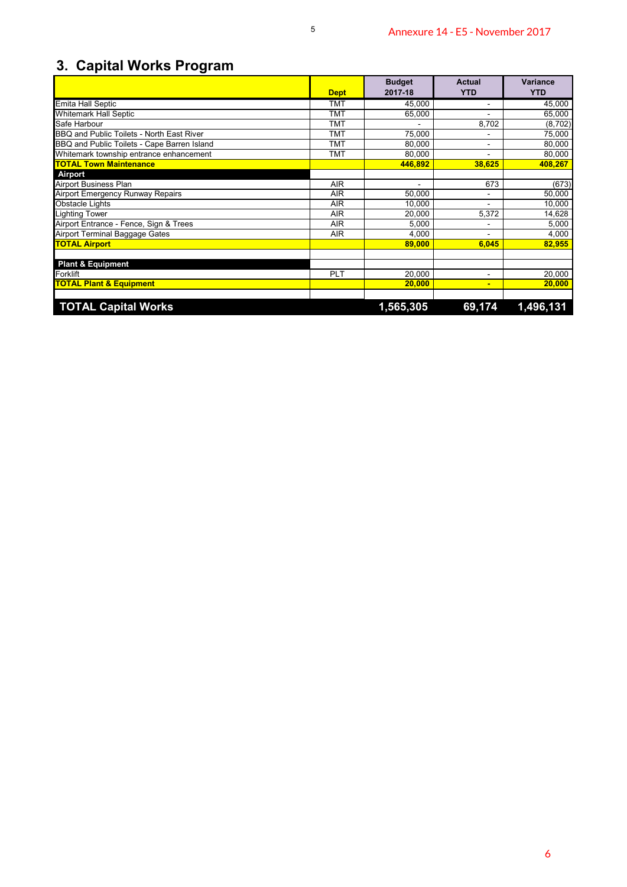## 3. Capital Works Program

| | Dept | Budget 2017-18 | Actual YTD | Variance YTD |
|---|---|---|---|---|
| Emita Hall Septic | TMT | 45,000 | - | 45,000 |
| Whitemark Hall Septic | TMT | 65,000 | - | 65,000 |
| Safe Harbour | TMT | - | 8,702 | (8,702) |
| BBQ and Public Toilets - North East River | TMT | 75,000 | - | 75,000 |
| BBQ and Public Toilets - Cape Barren Island | TMT | 80,000 | - | 80,000 |
| Whitemark township entrance enhancement | TMT | 80,000 | - | 80,000 |
| **TOTAL Town Maintenance** | | **446,892** | **38,625** | **408,267** |
| **Airport** | | | | |
| Airport Business Plan | AIR | - | 673 | (673) |
| Airport Emergency Runway Repairs | AIR | 50,000 | - | 50,000 |
| Obstacle Lights | AIR | 10,000 | - | 10,000 |
| Lighting Tower | AIR | 20,000 | 5,372 | 14,628 |
| Airport Entrance - Fence, Sign & Trees | AIR | 5,000 | - | 5,000 |
| Airport Terminal Baggage Gates | AIR | 4,000 | - | 4,000 |
| **TOTAL Airport** | | **89,000** | **6,045** | **82,955** |
| | | | | |
| **Plant & Equipment** | | | | |
| Forklift | PLT | 20,000 | - | 20,000 |
| **TOTAL Plant & Equipment** | | **20,000** | **-** | **20,000** |
| | | | | |
| **TOTAL Capital Works** | | **1,565,305** | **69,174** | **1,496,131** |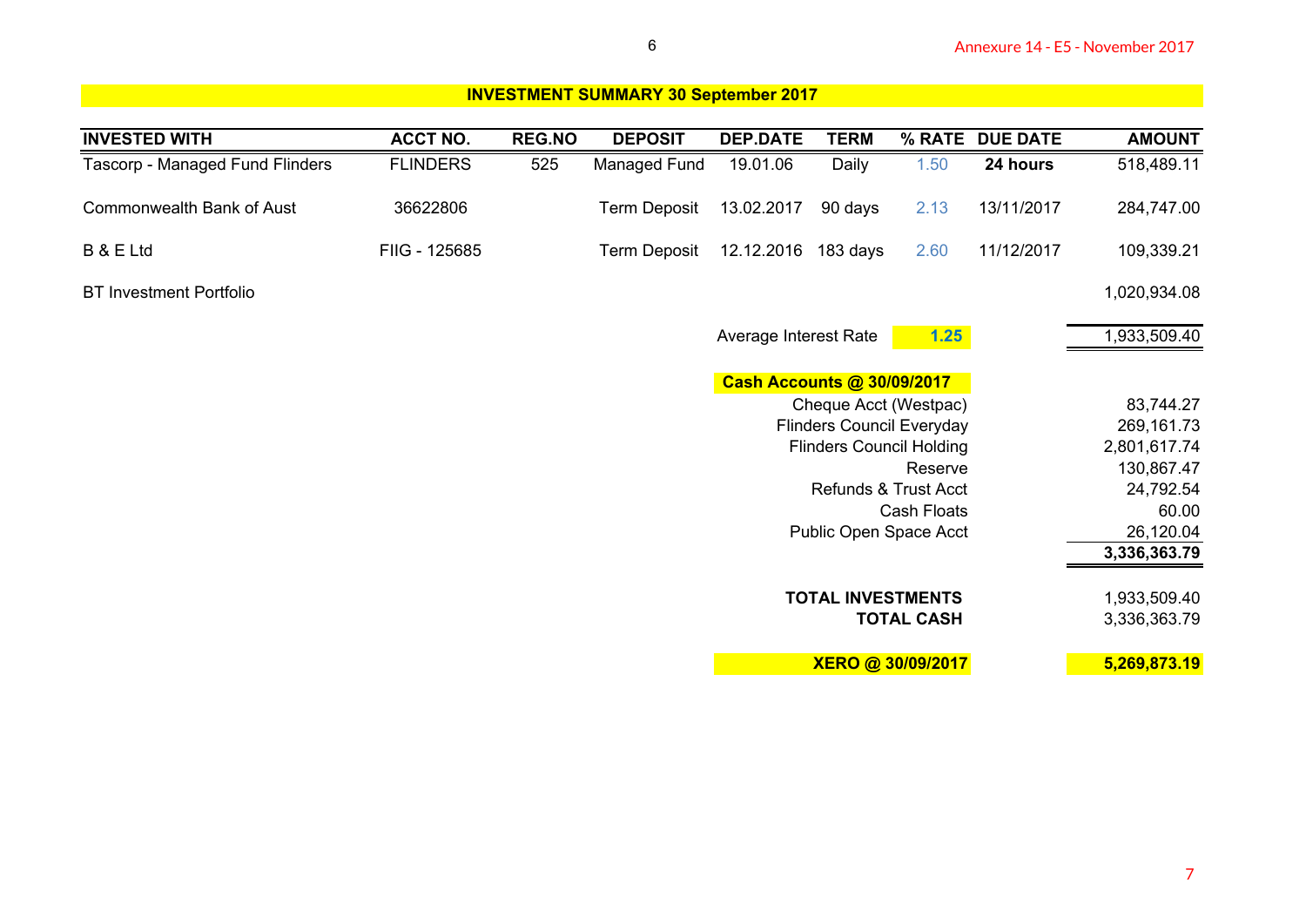## INVESTMENT SUMMARY 30 September 2017

| INVESTED WITH | ACCT NO. | REG.NO | DEPOSIT | DEP.DATE | TERM | % RATE | DUE DATE | AMOUNT |
|---|---|---|---|---|---|---|---|---|
| Tascorp - Managed Fund Flinders | FLINDERS | 525 | Managed Fund | 19.01.06 | Daily | 1.50 | **24 hours** | 518,489.11 |
| Commonwealth Bank of Aust | 36622806 | | Term Deposit | 13.02.2017 | 90 days | 2.13 | 13/11/2017 | 284,747.00 |
| B & E Ltd | FIIG - 125685 | | Term Deposit | 12.12.2016 | 183 days | 2.60 | 11/12/2017 | 109,339.21 |
| BT Investment Portfolio | | | | | | | | 1,020,934.08 |
| | | | | Average Interest Rate | | **1.25** | | 1,933,509.40 |

| **Cash Accounts @ 30/09/2017** | |
|---|---|
| Cheque Acct (Westpac) | 83,744.27 |
| Flinders Council Everyday | 269,161.73 |
| Flinders Council Holding | 2,801,617.74 |
| Reserve | 130,867.47 |
| Refunds & Trust Acct | 24,792.54 |
| Cash Floats | 60.00 |
| Public Open Space Acct | 26,120.04 |
| | **3,336,363.79** |

| | |
|---|---|
| **TOTAL INVESTMENTS** | 1,933,509.40 |
| **TOTAL CASH** | 3,336,363.79 |
| **XERO @ 30/09/2017** | **5,269,873.19** |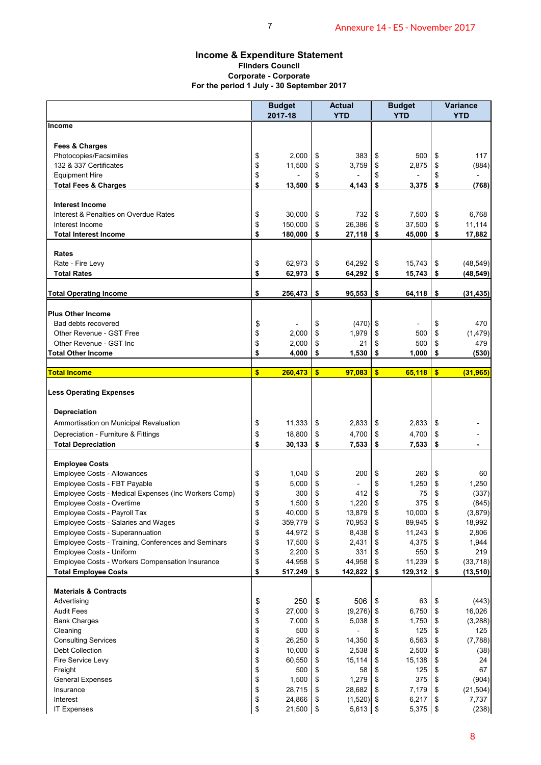Annexure 14 - E5 - November 2017

## Income & Expenditure Statement
### Flinders Council
### Corporate - Corporate
### For the period 1 July - 30 September 2017

| | Budget 2017-18 | Actual YTD | Budget YTD | Variance YTD |
|---|---|---|---|---|
| **Income** | | | | |
| **Fees & Charges** | | | | |
| Photocopies/Facsimiles | $ 2,000 | $ 383 | $ 500 | $ 117 |
| 132 & 337 Certificates | $ 11,500 | $ 3,759 | $ 2,875 | $ (884) |
| Equipment Hire | $ - | $ - | $ - | $ - |
| **Total Fees & Charges** | **$ 13,500** | **$ 4,143** | **$ 3,375** | **$ (768)** |
| **Interest Income** | | | | |
| Interest & Penalties on Overdue Rates | $ 30,000 | $ 732 | $ 7,500 | $ 6,768 |
| Interest Income | $ 150,000 | $ 26,386 | $ 37,500 | $ 11,114 |
| **Total Interest Income** | **$ 180,000** | **$ 27,118** | **$ 45,000** | **$ 17,882** |
| **Rates** | | | | |
| Rate - Fire Levy | $ 62,973 | $ 64,292 | $ 15,743 | $ (48,549) |
| **Total Rates** | **$ 62,973** | **$ 64,292** | **$ 15,743** | **$ (48,549)** |
| **Total Operating Income** | **$ 256,473** | **$ 95,553** | **$ 64,118** | **$ (31,435)** |
| **Plus Other Income** | | | | |
| Bad debts recovered | $ - | $ (470) | $ - | $ 470 |
| Other Revenue - GST Free | $ 2,000 | $ 1,979 | $ 500 | $ (1,479) |
| Other Revenue - GST Inc | $ 2,000 | $ 21 | $ 500 | $ 479 |
| **Total Other Income** | **$ 4,000** | **$ 1,530** | **$ 1,000** | **$ (530)** |
| **Total Income** | **$ 260,473** | **$ 97,083** | **$ 65,118** | **$ (31,965)** |
| **Less Operating Expenses** | | | | |
| **Depreciation** | | | | |
| Ammortisation on Municipal Revaluation | $ 11,333 | $ 2,833 | $ 2,833 | $ - |
| Depreciation - Furniture & Fittings | $ 18,800 | $ 4,700 | $ 4,700 | $ - |
| **Total Depreciation** | **$ 30,133** | **$ 7,533** | **$ 7,533** | **$ -** |
| **Employee Costs** | | | | |
| Employee Costs - Allowances | $ 1,040 | $ 200 | $ 260 | $ 60 |
| Employee Costs - FBT Payable | $ 5,000 | $ - | $ 1,250 | $ 1,250 |
| Employee Costs - Medical Expenses (Inc Workers Comp) | $ 300 | $ 412 | $ 75 | $ (337) |
| Employee Costs - Overtime | $ 1,500 | $ 1,220 | $ 375 | $ (845) |
| Employee Costs - Payroll Tax | $ 40,000 | $ 13,879 | $ 10,000 | $ (3,879) |
| Employee Costs - Salaries and Wages | $ 359,779 | $ 70,953 | $ 89,945 | $ 18,992 |
| Employee Costs - Superannuation | $ 44,972 | $ 8,438 | $ 11,243 | $ 2,806 |
| Employee Costs - Training, Conferences and Seminars | $ 17,500 | $ 2,431 | $ 4,375 | $ 1,944 |
| Employee Costs - Uniform | $ 2,200 | $ 331 | $ 550 | $ 219 |
| Employee Costs - Workers Compensation Insurance | $ 44,958 | $ 44,958 | $ 11,239 | $ (33,718) |
| **Total Employee Costs** | **$ 517,249** | **$ 142,822** | **$ 129,312** | **$ (13,510)** |
| **Materials & Contracts** | | | | |
| Advertising | $ 250 | $ 506 | $ 63 | $ (443) |
| Audit Fees | $ 27,000 | $ (9,276) | $ 6,750 | $ 16,026 |
| Bank Charges | $ 7,000 | $ 5,038 | $ 1,750 | $ (3,288) |
| Cleaning | $ 500 | $ - | $ 125 | $ 125 |
| Consulting Services | $ 26,250 | $ 14,350 | $ 6,563 | $ (7,788) |
| Debt Collection | $ 10,000 | $ 2,538 | $ 2,500 | $ (38) |
| Fire Service Levy | $ 60,550 | $ 15,114 | $ 15,138 | $ 24 |
| Freight | $ 500 | $ 58 | $ 125 | $ 67 |
| General Expenses | $ 1,500 | $ 1,279 | $ 375 | $ (904) |
| Insurance | $ 28,715 | $ 28,682 | $ 7,179 | $ (21,504) |
| Interest | $ 24,866 | $ (1,520) | $ 6,217 | $ 7,737 |
| IT Expenses | $ 21,500 | $ 5,613 | $ 5,375 | $ (238) |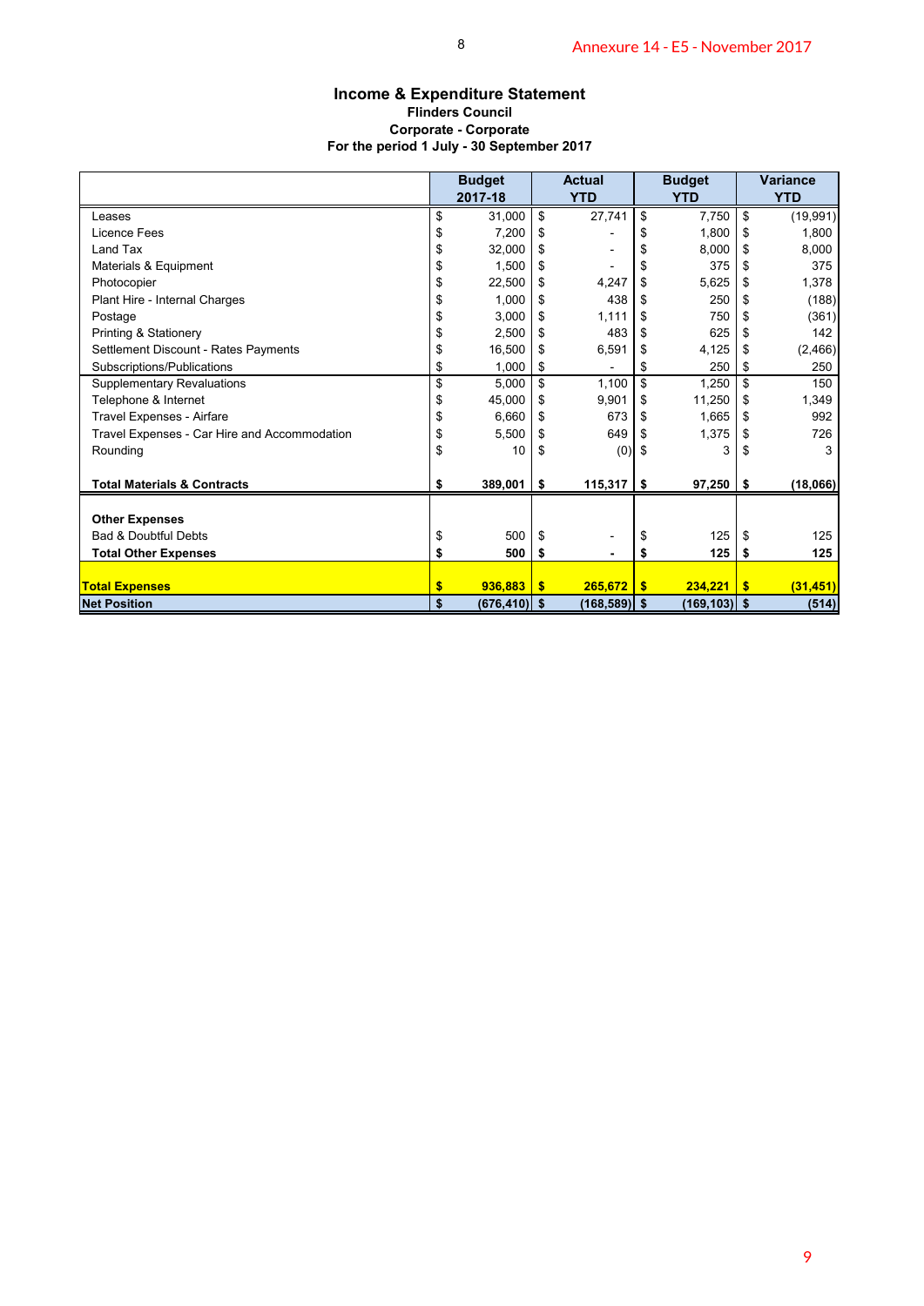Annexure 14 - E5 - November 2017

## Income & Expenditure Statement

**Flinders Council**
**Corporate - Corporate**
**For the period 1 July - 30 September 2017**

| | Budget 2017-18 | Actual YTD | Budget YTD | Variance YTD |
|---|---|---|---|---|
| Leases | $ 31,000 | $ 27,741 | $ 7,750 | $ (19,991) |
| Licence Fees | $ 7,200 | $ - | $ 1,800 | $ 1,800 |
| Land Tax | $ 32,000 | $ - | $ 8,000 | $ 8,000 |
| Materials & Equipment | $ 1,500 | $ - | $ 375 | $ 375 |
| Photocopier | $ 22,500 | $ 4,247 | $ 5,625 | $ 1,378 |
| Plant Hire - Internal Charges | $ 1,000 | $ 438 | $ 250 | $ (188) |
| Postage | $ 3,000 | $ 1,111 | $ 750 | $ (361) |
| Printing & Stationery | $ 2,500 | $ 483 | $ 625 | $ 142 |
| Settlement Discount - Rates Payments | $ 16,500 | $ 6,591 | $ 4,125 | $ (2,466) |
| Subscriptions/Publications | $ 1,000 | $ - | $ 250 | $ 250 |
| Supplementary Revaluations | $ 5,000 | $ 1,100 | $ 1,250 | $ 150 |
| Telephone & Internet | $ 45,000 | $ 9,901 | $ 11,250 | $ 1,349 |
| Travel Expenses - Airfare | $ 6,660 | $ 673 | $ 1,665 | $ 992 |
| Travel Expenses - Car Hire and Accommodation | $ 5,500 | $ 649 | $ 1,375 | $ 726 |
| Rounding | $ 10 | $ (0) | $ 3 | $ 3 |
| **Total Materials & Contracts** | **$ 389,001** | **$ 115,317** | **$ 97,250** | **$ (18,066)** |
| **Other Expenses** | | | | |
| Bad & Doubtful Debts | $ 500 | $ - | $ 125 | $ 125 |
| **Total Other Expenses** | **$ 500** | **$ -** | **$ 125** | **$ 125** |
| **Total Expenses** | **$ 936,883** | **$ 265,672** | **$ 234,221** | **$ (31,451)** |
| **Net Position** | **$ (676,410)** | **$ (168,589)** | **$ (169,103)** | **$ (514)** |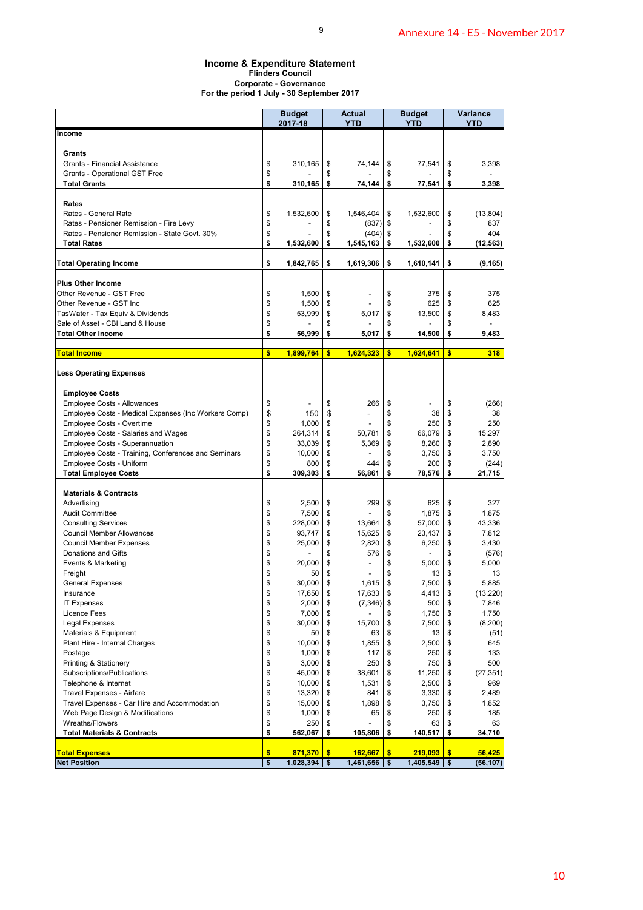Annexure 14 - E5 - November 2017

# Income & Expenditure Statement

**Flinders Council**
**Corporate - Governance**
**For the period 1 July - 30 September 2017**

| | Budget 2017-18 | Actual YTD | Budget YTD | Variance YTD |
|---|---|---|---|---|
| **Income** | | | | |
| **Grants** | | | | |
| Grants - Financial Assistance | $ 310,165 | $ 74,144 | $ 77,541 | $ 3,398 |
| Grants - Operational GST Free | $ - | $ - | $ - | $ - |
| **Total Grants** | **$ 310,165** | **$ 74,144** | **$ 77,541** | **$ 3,398** |
| **Rates** | | | | |
| Rates - General Rate | $ 1,532,600 | $ 1,546,404 | $ 1,532,600 | $ (13,804) |
| Rates - Pensioner Remission - Fire Levy | $ - | $ (837) | $ - | $ 837 |
| Rates - Pensioner Remission - State Govt. 30% | $ - | $ (404) | $ - | $ 404 |
| **Total Rates** | **$ 1,532,600** | **$ 1,545,163** | **$ 1,532,600** | **$ (12,563)** |
| **Total Operating Income** | **$ 1,842,765** | **$ 1,619,306** | **$ 1,610,141** | **$ (9,165)** |
| **Plus Other Income** | | | | |
| Other Revenue - GST Free | $ 1,500 | $ - | $ 375 | $ 375 |
| Other Revenue - GST Inc | $ 1,500 | $ - | $ 625 | $ 625 |
| TasWater - Tax Equiv & Dividends | $ 53,999 | $ 5,017 | $ 13,500 | $ 8,483 |
| Sale of Asset - CBI Land & House | $ - | $ - | $ - | $ - |
| **Total Other Income** | **$ 56,999** | **$ 5,017** | **$ 14,500** | **$ 9,483** |
| **Total Income** | **$ 1,899,764** | **$ 1,624,323** | **$ 1,624,641** | **$ 318** |
| **Less Operating Expenses** | | | | |
| **Employee Costs** | | | | |
| Employee Costs - Allowances | $ - | $ 266 | $ - | $ (266) |
| Employee Costs - Medical Expenses (Inc Workers Comp) | $ 150 | $ - | $ 38 | $ 38 |
| Employee Costs - Overtime | $ 1,000 | $ - | $ 250 | $ 250 |
| Employee Costs - Salaries and Wages | $ 264,314 | $ 50,781 | $ 66,079 | $ 15,297 |
| Employee Costs - Superannuation | $ 33,039 | $ 5,369 | $ 8,260 | $ 2,890 |
| Employee Costs - Training, Conferences and Seminars | $ 10,000 | $ - | $ 3,750 | $ 3,750 |
| Employee Costs - Uniform | $ 800 | $ 444 | $ 200 | $ (244) |
| **Total Employee Costs** | **$ 309,303** | **$ 56,861** | **$ 78,576** | **$ 21,715** |
| **Materials & Contracts** | | | | |
| Advertising | $ 2,500 | $ 299 | $ 625 | $ 327 |
| Audit Committee | $ 7,500 | $ - | $ 1,875 | $ 1,875 |
| Consulting Services | $ 228,000 | $ 13,664 | $ 57,000 | $ 43,336 |
| Council Member Allowances | $ 93,747 | $ 15,625 | $ 23,437 | $ 7,812 |
| Council Member Expenses | $ 25,000 | $ 2,820 | $ 6,250 | $ 3,430 |
| Donations and Gifts | $ - | $ 576 | $ - | $ (576) |
| Events & Marketing | $ 20,000 | $ - | $ 5,000 | $ 5,000 |
| Freight | $ 50 | $ - | $ 13 | $ 13 |
| General Expenses | $ 30,000 | $ 1,615 | $ 7,500 | $ 5,885 |
| Insurance | $ 17,650 | $ 17,633 | $ 4,413 | $ (13,220) |
| IT Expenses | $ 2,000 | $ (7,346) | $ 500 | $ 7,846 |
| Licence Fees | $ 7,000 | $ - | $ 1,750 | $ 1,750 |
| Legal Expenses | $ 30,000 | $ 15,700 | $ 7,500 | $ (8,200) |
| Materials & Equipment | $ 50 | $ 63 | $ 13 | $ (51) |
| Plant Hire - Internal Charges | $ 10,000 | $ 1,855 | $ 2,500 | $ 645 |
| Postage | $ 1,000 | $ 117 | $ 250 | $ 133 |
| Printing & Stationery | $ 3,000 | $ 250 | $ 750 | $ 500 |
| Subscriptions/Publications | $ 45,000 | $ 38,601 | $ 11,250 | $ (27,351) |
| Telephone & Internet | $ 10,000 | $ 1,531 | $ 2,500 | $ 969 |
| Travel Expenses - Airfare | $ 13,320 | $ 841 | $ 3,330 | $ 2,489 |
| Travel Expenses - Car Hire and Accommodation | $ 15,000 | $ 1,898 | $ 3,750 | $ 1,852 |
| Web Page Design & Modifications | $ 1,000 | $ 65 | $ 250 | $ 185 |
| Wreaths/Flowers | $ 250 | $ - | $ 63 | $ 63 |
| **Total Materials & Contracts** | **$ 562,067** | **$ 105,806** | **$ 140,517** | **$ 34,710** |
| **Total Expenses** | **$ 871,370** | **$ 162,667** | **$ 219,093** | **$ 56,425** |
| **Net Position** | **$ 1,028,394** | **$ 1,461,656** | **$ 1,405,549** | **$ (56,107)** |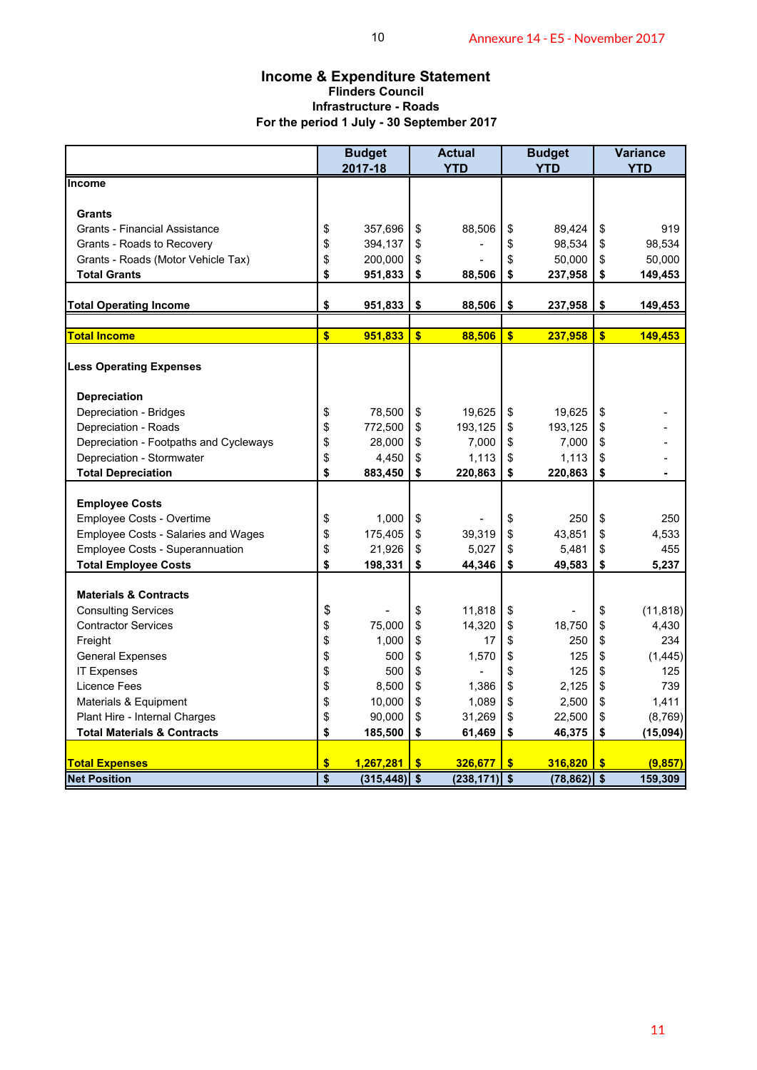Annexure 14 - E5 - November 2017

# Income & Expenditure Statement

### Flinders Council
### Infrastructure - Roads
### For the period 1 July - 30 September 2017

| | Budget 2017-18 | Actual YTD | Budget YTD | Variance YTD |
|---|---|---|---|---|
| **Income** | | | | |
| **Grants** | | | | |
| Grants - Financial Assistance | $ 357,696 | $ 88,506 | $ 89,424 | $ 919 |
| Grants - Roads to Recovery | $ 394,137 | $ - | $ 98,534 | $ 98,534 |
| Grants - Roads (Motor Vehicle Tax) | $ 200,000 | $ - | $ 50,000 | $ 50,000 |
| **Total Grants** | **$ 951,833** | **$ 88,506** | **$ 237,958** | **$ 149,453** |
| **Total Operating Income** | **$ 951,833** | **$ 88,506** | **$ 237,958** | **$ 149,453** |
| **Total Income** | **$ 951,833** | **$ 88,506** | **$ 237,958** | **$ 149,453** |
| **Less Operating Expenses** | | | | |
| **Depreciation** | | | | |
| Depreciation - Bridges | $ 78,500 | $ 19,625 | $ 19,625 | $ - |
| Depreciation - Roads | $ 772,500 | $ 193,125 | $ 193,125 | $ - |
| Depreciation - Footpaths and Cycleways | $ 28,000 | $ 7,000 | $ 7,000 | $ - |
| Depreciation - Stormwater | $ 4,450 | $ 1,113 | $ 1,113 | $ - |
| **Total Depreciation** | **$ 883,450** | **$ 220,863** | **$ 220,863** | **$ -** |
| **Employee Costs** | | | | |
| Employee Costs - Overtime | $ 1,000 | $ - | $ 250 | $ 250 |
| Employee Costs - Salaries and Wages | $ 175,405 | $ 39,319 | $ 43,851 | $ 4,533 |
| Employee Costs - Superannuation | $ 21,926 | $ 5,027 | $ 5,481 | $ 455 |
| **Total Employee Costs** | **$ 198,331** | **$ 44,346** | **$ 49,583** | **$ 5,237** |
| **Materials & Contracts** | | | | |
| Consulting Services | $ - | $ 11,818 | $ - | $ (11,818) |
| Contractor Services | $ 75,000 | $ 14,320 | $ 18,750 | $ 4,430 |
| Freight | $ 1,000 | $ 17 | $ 250 | $ 234 |
| General Expenses | $ 500 | $ 1,570 | $ 125 | $ (1,445) |
| IT Expenses | $ 500 | $ - | $ 125 | $ 125 |
| Licence Fees | $ 8,500 | $ 1,386 | $ 2,125 | $ 739 |
| Materials & Equipment | $ 10,000 | $ 1,089 | $ 2,500 | $ 1,411 |
| Plant Hire - Internal Charges | $ 90,000 | $ 31,269 | $ 22,500 | $ (8,769) |
| **Total Materials & Contracts** | **$ 185,500** | **$ 61,469** | **$ 46,375** | **$ (15,094)** |
| **Total Expenses** | **$ 1,267,281** | **$ 326,677** | **$ 316,820** | **$ (9,857)** |
| **Net Position** | **$ (315,448)** | **$ (238,171)** | **$ (78,862)** | **$ 159,309** |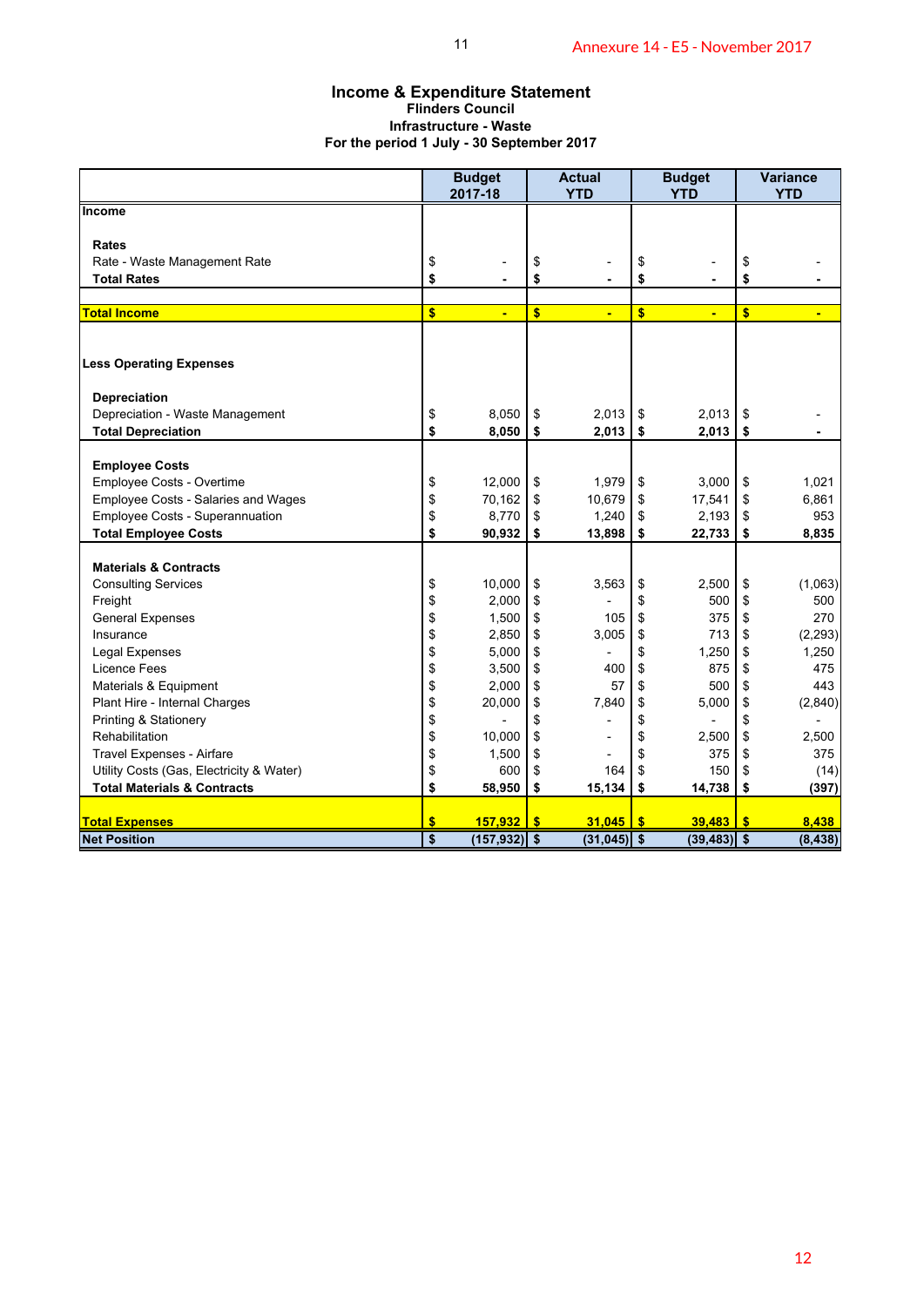# Income & Expenditure Statement

**Flinders Council**

**Infrastructure - Waste**

**For the period 1 July - 30 September 2017**

| | Budget 2017-18 | Actual YTD | Budget YTD | Variance YTD |
|---|---|---|---|---|
| **Income** | | | | |
| **Rates** | | | | |
| Rate - Waste Management Rate | $ - | $ - | $ - | $ - |
| **Total Rates** | **$ -** | **$ -** | **$ -** | **$ -** |
| **Total Income** | **$ -** | **$ -** | **$ -** | **$ -** |
| **Less Operating Expenses** | | | | |
| **Depreciation** | | | | |
| Depreciation - Waste Management | $ 8,050 | $ 2,013 | $ 2,013 | $ - |
| **Total Depreciation** | **$ 8,050** | **$ 2,013** | **$ 2,013** | **$ -** |
| **Employee Costs** | | | | |
| Employee Costs - Overtime | $ 12,000 | $ 1,979 | $ 3,000 | $ 1,021 |
| Employee Costs - Salaries and Wages | $ 70,162 | $ 10,679 | $ 17,541 | $ 6,861 |
| Employee Costs - Superannuation | $ 8,770 | $ 1,240 | $ 2,193 | $ 953 |
| **Total Employee Costs** | **$ 90,932** | **$ 13,898** | **$ 22,733** | **$ 8,835** |
| **Materials & Contracts** | | | | |
| Consulting Services | $ 10,000 | $ 3,563 | $ 2,500 | $ (1,063) |
| Freight | $ 2,000 | $ - | $ 500 | $ 500 |
| General Expenses | $ 1,500 | $ 105 | $ 375 | $ 270 |
| Insurance | $ 2,850 | $ 3,005 | $ 713 | $ (2,293) |
| Legal Expenses | $ 5,000 | $ - | $ 1,250 | $ 1,250 |
| Licence Fees | $ 3,500 | $ 400 | $ 875 | $ 475 |
| Materials & Equipment | $ 2,000 | $ 57 | $ 500 | $ 443 |
| Plant Hire - Internal Charges | $ 20,000 | $ 7,840 | $ 5,000 | $ (2,840) |
| Printing & Stationery | $ - | $ - | $ - | $ - |
| Rehabilitation | $ 10,000 | $ - | $ 2,500 | $ 2,500 |
| Travel Expenses - Airfare | $ 1,500 | $ - | $ 375 | $ 375 |
| Utility Costs (Gas, Electricity & Water) | $ 600 | $ 164 | $ 150 | $ (14) |
| **Total Materials & Contracts** | **$ 58,950** | **$ 15,134** | **$ 14,738** | **$ (397)** |
| **Total Expenses** | **$ 157,932** | **$ 31,045** | **$ 39,483** | **$ 8,438** |
| **Net Position** | **$ (157,932)** | **$ (31,045)** | **$ (39,483)** | **$ (8,438)** |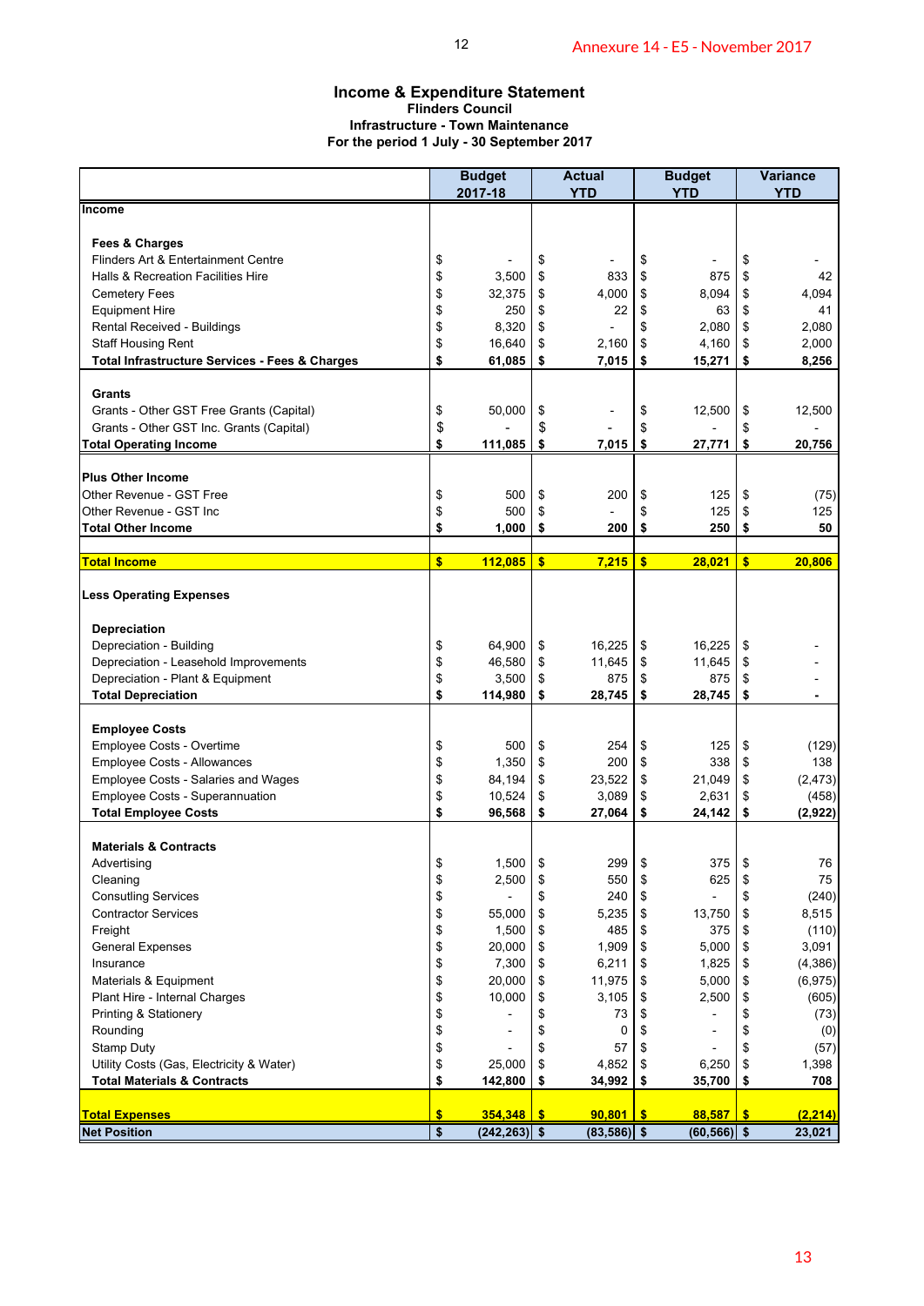Annexure 14 - E5 - November 2017

# Income & Expenditure Statement

**Flinders Council**
**Infrastructure - Town Maintenance**
**For the period 1 July - 30 September 2017**

| | Budget 2017-18 | Actual YTD | Budget YTD | Variance YTD |
|---|---|---|---|---|
| **Income** | | | | |
| **Fees & Charges** | | | | |
| Flinders Art & Entertainment Centre | $ - | $ - | $ - | $ - |
| Halls & Recreation Facilities Hire | $ 3,500 | $ 833 | $ 875 | $ 42 |
| Cemetery Fees | $ 32,375 | $ 4,000 | $ 8,094 | $ 4,094 |
| Equipment Hire | $ 250 | $ 22 | $ 63 | $ 41 |
| Rental Received - Buildings | $ 8,320 | $ - | $ 2,080 | $ 2,080 |
| Staff Housing Rent | $ 16,640 | $ 2,160 | $ 4,160 | $ 2,000 |
| **Total Infrastructure Services - Fees & Charges** | **$ 61,085** | **$ 7,015** | **$ 15,271** | **$ 8,256** |
| **Grants** | | | | |
| Grants - Other GST Free Grants (Capital) | $ 50,000 | $ - | $ 12,500 | $ 12,500 |
| Grants - Other GST Inc. Grants (Capital) | $ - | $ - | $ - | $ - |
| **Total Operating Income** | **$ 111,085** | **$ 7,015** | **$ 27,771** | **$ 20,756** |
| **Plus Other Income** | | | | |
| Other Revenue - GST Free | $ 500 | $ 200 | $ 125 | $ (75) |
| Other Revenue - GST Inc | $ 500 | $ - | $ 125 | $ 125 |
| **Total Other Income** | **$ 1,000** | **$ 200** | **$ 250** | **$ 50** |
| **Total Income** | **$ 112,085** | **$ 7,215** | **$ 28,021** | **$ 20,806** |
| **Less Operating Expenses** | | | | |
| **Depreciation** | | | | |
| Depreciation - Building | $ 64,900 | $ 16,225 | $ 16,225 | $ - |
| Depreciation - Leasehold Improvements | $ 46,580 | $ 11,645 | $ 11,645 | $ - |
| Depreciation - Plant & Equipment | $ 3,500 | $ 875 | $ 875 | $ - |
| **Total Depreciation** | **$ 114,980** | **$ 28,745** | **$ 28,745** | **$ -** |
| **Employee Costs** | | | | |
| Employee Costs - Overtime | $ 500 | $ 254 | $ 125 | $ (129) |
| Employee Costs - Allowances | $ 1,350 | $ 200 | $ 338 | $ 138 |
| Employee Costs - Salaries and Wages | $ 84,194 | $ 23,522 | $ 21,049 | $ (2,473) |
| Employee Costs - Superannuation | $ 10,524 | $ 3,089 | $ 2,631 | $ (458) |
| **Total Employee Costs** | **$ 96,568** | **$ 27,064** | **$ 24,142** | **$ (2,922)** |
| **Materials & Contracts** | | | | |
| Advertising | $ 1,500 | $ 299 | $ 375 | $ 76 |
| Cleaning | $ 2,500 | $ 550 | $ 625 | $ 75 |
| Consutling Services | $ - | $ 240 | $ - | $ (240) |
| Contractor Services | $ 55,000 | $ 5,235 | $ 13,750 | $ 8,515 |
| Freight | $ 1,500 | $ 485 | $ 375 | $ (110) |
| General Expenses | $ 20,000 | $ 1,909 | $ 5,000 | $ 3,091 |
| Insurance | $ 7,300 | $ 6,211 | $ 1,825 | $ (4,386) |
| Materials & Equipment | $ 20,000 | $ 11,975 | $ 5,000 | $ (6,975) |
| Plant Hire - Internal Charges | $ 10,000 | $ 3,105 | $ 2,500 | $ (605) |
| Printing & Stationery | $ - | $ 73 | $ - | $ (73) |
| Rounding | $ - | $ 0 | $ - | $ (0) |
| Stamp Duty | $ - | $ 57 | $ - | $ (57) |
| Utility Costs (Gas, Electricity & Water) | $ 25,000 | $ 4,852 | $ 6,250 | $ 1,398 |
| **Total Materials & Contracts** | **$ 142,800** | **$ 34,992** | **$ 35,700** | **$ 708** |
| **Total Expenses** | **$ 354,348** | **$ 90,801** | **$ 88,587** | **$ (2,214)** |
| **Net Position** | **$ (242,263)** | **$ (83,586)** | **$ (60,566)** | **$ 23,021** |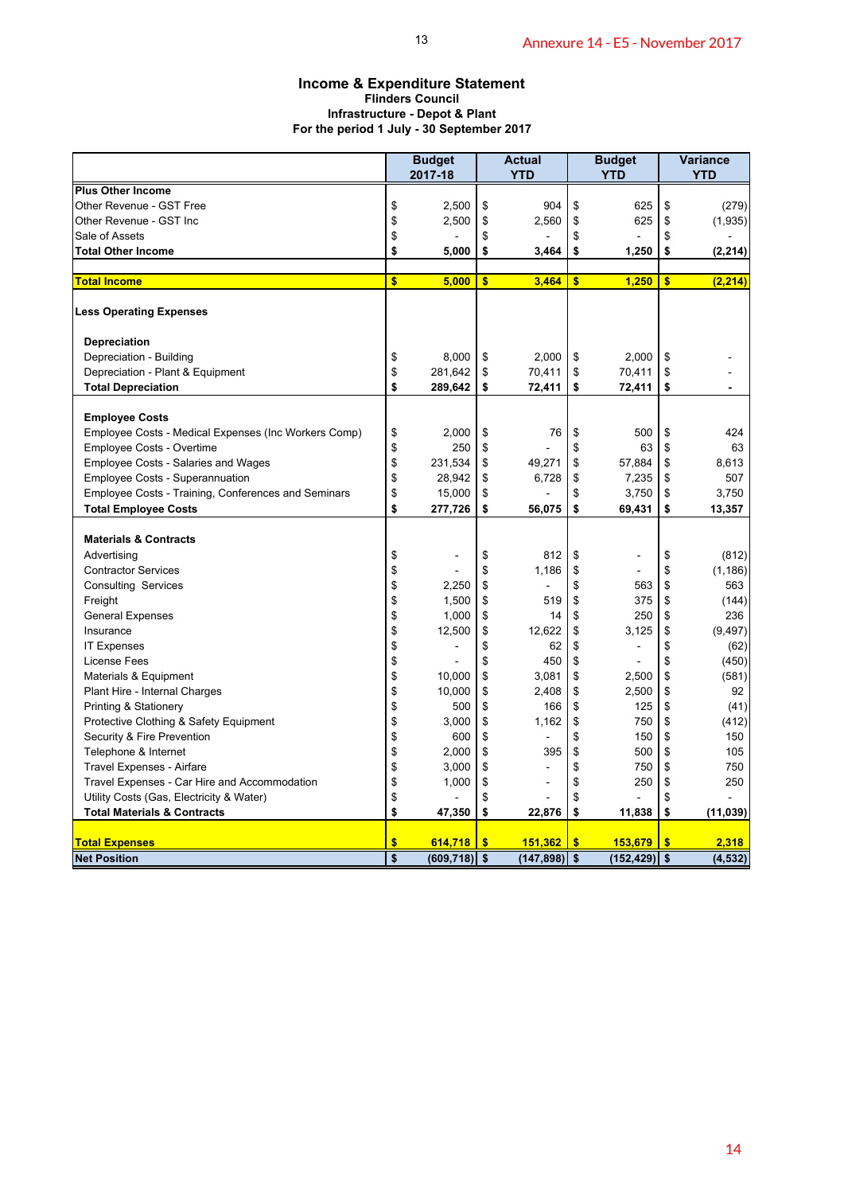Annexure 14 - E5 - November 2017

## Income & Expenditure Statement
**Flinders Council**
**Infrastructure - Depot & Plant**
**For the period 1 July - 30 September 2017**

| | Budget 2017-18 | Actual YTD | Budget YTD | Variance YTD |
|---|---|---|---|---|
| **Plus Other Income** | | | | |
| Other Revenue - GST Free | $ 2,500 | $ 904 | $ 625 | $ (279) |
| Other Revenue - GST Inc | $ 2,500 | $ 2,560 | $ 625 | $ (1,935) |
| Sale of Assets | $ - | $ - | $ - | $ - |
| **Total Other Income** | **$ 5,000** | **$ 3,464** | **$ 1,250** | **$ (2,214)** |
| **Total Income** | **$ 5,000** | **$ 3,464** | **$ 1,250** | **$ (2,214)** |
| **Less Operating Expenses** | | | | |
| **Depreciation** | | | | |
| Depreciation - Building | $ 8,000 | $ 2,000 | $ 2,000 | $ - |
| Depreciation - Plant & Equipment | $ 281,642 | $ 70,411 | $ 70,411 | $ - |
| **Total Depreciation** | **$ 289,642** | **$ 72,411** | **$ 72,411** | **$ -** |
| **Employee Costs** | | | | |
| Employee Costs - Medical Expenses (Inc Workers Comp) | $ 2,000 | $ 76 | $ 500 | $ 424 |
| Employee Costs - Overtime | $ 250 | $ - | $ 63 | $ 63 |
| Employee Costs - Salaries and Wages | $ 231,534 | $ 49,271 | $ 57,884 | $ 8,613 |
| Employee Costs - Superannuation | $ 28,942 | $ 6,728 | $ 7,235 | $ 507 |
| Employee Costs - Training, Conferences and Seminars | $ 15,000 | $ - | $ 3,750 | $ 3,750 |
| **Total Employee Costs** | **$ 277,726** | **$ 56,075** | **$ 69,431** | **$ 13,357** |
| **Materials & Contracts** | | | | |
| Advertising | $ - | $ 812 | $ - | $ (812) |
| Contractor Services | $ - | $ 1,186 | $ - | $ (1,186) |
| Consulting Services | $ 2,250 | $ - | $ 563 | $ 563 |
| Freight | $ 1,500 | $ 519 | $ 375 | $ (144) |
| General Expenses | $ 1,000 | $ 14 | $ 250 | $ 236 |
| Insurance | $ 12,500 | $ 12,622 | $ 3,125 | $ (9,497) |
| IT Expenses | $ - | $ 62 | $ - | $ (62) |
| License Fees | $ - | $ 450 | $ - | $ (450) |
| Materials & Equipment | $ 10,000 | $ 3,081 | $ 2,500 | $ (581) |
| Plant Hire - Internal Charges | $ 10,000 | $ 2,408 | $ 2,500 | $ 92 |
| Printing & Stationery | $ 500 | $ 166 | $ 125 | $ (41) |
| Protective Clothing & Safety Equipment | $ 3,000 | $ 1,162 | $ 750 | $ (412) |
| Security & Fire Prevention | $ 600 | $ - | $ 150 | $ 150 |
| Telephone & Internet | $ 2,000 | $ 395 | $ 500 | $ 105 |
| Travel Expenses - Airfare | $ 3,000 | $ - | $ 750 | $ 750 |
| Travel Expenses - Car Hire and Accommodation | $ 1,000 | $ - | $ 250 | $ 250 |
| Utility Costs (Gas, Electricity & Water) | $ - | $ - | $ - | $ - |
| **Total Materials & Contracts** | **$ 47,350** | **$ 22,876** | **$ 11,838** | **$ (11,039)** |
| **Total Expenses** | **$ 614,718** | **$ 151,362** | **$ 153,679** | **$ 2,318** |
| **Net Position** | **$ (609,718)** | **$ (147,898)** | **$ (152,429)** | **$ (4,532)** |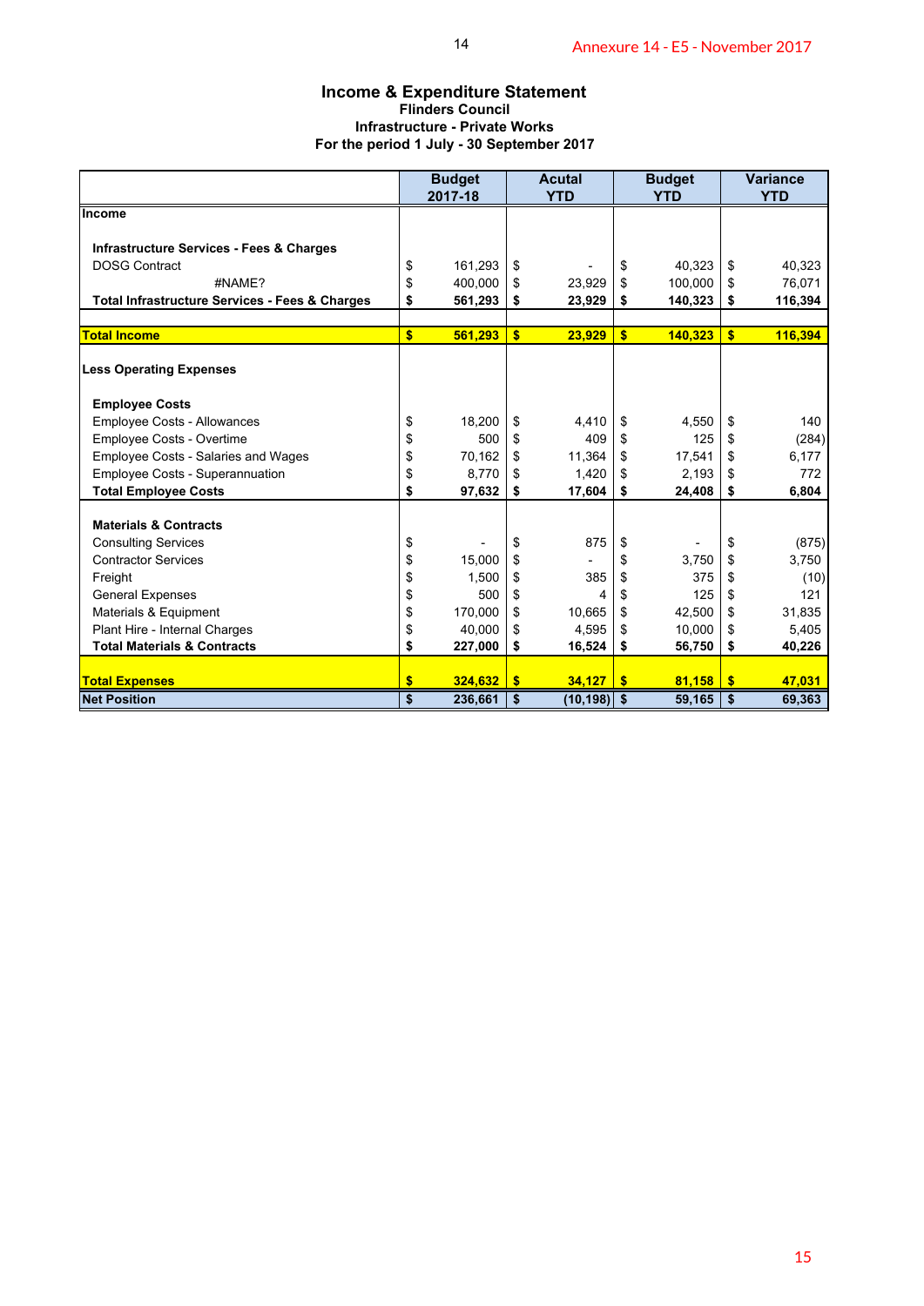Annexure 14 - E5 - November 2017

# Income & Expenditure Statement

**Flinders Council**

**Infrastructure - Private Works**

**For the period 1 July - 30 September 2017**

| | Budget 2017-18 | Acutal YTD | Budget YTD | Variance YTD |
|---|---|---|---|---|
| **Income** | | | | |
| **Infrastructure Services - Fees & Charges** | | | | |
| DOSG Contract | $ 161,293 | $ - | $ 40,323 | $ 40,323 |
| #NAME? | $ 400,000 | $ 23,929 | $ 100,000 | $ 76,071 |
| **Total Infrastructure Services - Fees & Charges** | **$ 561,293** | **$ 23,929** | **$ 140,323** | **$ 116,394** |
| **Total Income** | **$ 561,293** | **$ 23,929** | **$ 140,323** | **$ 116,394** |
| **Less Operating Expenses** | | | | |
| **Employee Costs** | | | | |
| Employee Costs - Allowances | $ 18,200 | $ 4,410 | $ 4,550 | $ 140 |
| Employee Costs - Overtime | $ 500 | $ 409 | $ 125 | $ (284) |
| Employee Costs - Salaries and Wages | $ 70,162 | $ 11,364 | $ 17,541 | $ 6,177 |
| Employee Costs - Superannuation | $ 8,770 | $ 1,420 | $ 2,193 | $ 772 |
| **Total Employee Costs** | **$ 97,632** | **$ 17,604** | **$ 24,408** | **$ 6,804** |
| **Materials & Contracts** | | | | |
| Consulting Services | $ - | $ 875 | $ - | $ (875) |
| Contractor Services | $ 15,000 | $ - | $ 3,750 | $ 3,750 |
| Freight | $ 1,500 | $ 385 | $ 375 | $ (10) |
| General Expenses | $ 500 | $ 4 | $ 125 | $ 121 |
| Materials & Equipment | $ 170,000 | $ 10,665 | $ 42,500 | $ 31,835 |
| Plant Hire - Internal Charges | $ 40,000 | $ 4,595 | $ 10,000 | $ 5,405 |
| **Total Materials & Contracts** | **$ 227,000** | **$ 16,524** | **$ 56,750** | **$ 40,226** |
| **Total Expenses** | **$ 324,632** | **$ 34,127** | **$ 81,158** | **$ 47,031** |
| **Net Position** | **$ 236,661** | **$ (10,198)** | **$ 59,165** | **$ 69,363** |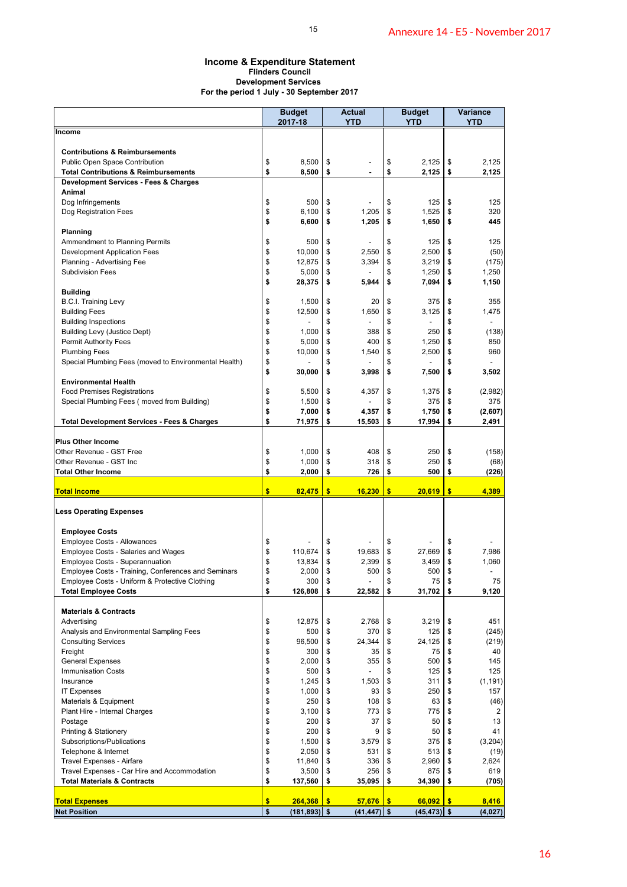Annexure 14 - E5 - November 2017

# Income & Expenditure Statement

**Flinders Council**
**Development Services**
**For the period 1 July - 30 September 2017**

| | Budget 2017-18 | Actual YTD | Budget YTD | Variance YTD |
|---|---|---|---|---|
| **Income** | | | | |
| **Contributions & Reimbursements** | | | | |
| Public Open Space Contribution | $ 8,500 | $ - | $ 2,125 | $ 2,125 |
| **Total Contributions & Reimbursements** | **$ 8,500** | **$ -** | **$ 2,125** | **$ 2,125** |
| **Development Services - Fees & Charges** | | | | |
| **Animal** | | | | |
| Dog Infringements | $ 500 | $ - | $ 125 | $ 125 |
| Dog Registration Fees | $ 6,100 | $ 1,205 | $ 1,525 | $ 320 |
| | **$ 6,600** | **$ 1,205** | **$ 1,650** | **$ 445** |
| **Planning** | | | | |
| Ammendment to Planning Permits | $ 500 | $ - | $ 125 | $ 125 |
| Development Application Fees | $ 10,000 | $ 2,550 | $ 2,500 | $ (50) |
| Planning - Advertising Fee | $ 12,875 | $ 3,394 | $ 3,219 | $ (175) |
| Subdivision Fees | $ 5,000 | $ - | $ 1,250 | $ 1,250 |
| | **$ 28,375** | **$ 5,944** | **$ 7,094** | **$ 1,150** |
| **Building** | | | | |
| B.C.I. Training Levy | $ 1,500 | $ 20 | $ 375 | $ 355 |
| Building Fees | $ 12,500 | $ 1,650 | $ 3,125 | $ 1,475 |
| Building Inspections | $ - | $ - | $ - | $ - |
| Building Levy (Justice Dept) | $ 1,000 | $ 388 | $ 250 | $ (138) |
| Permit Authority Fees | $ 5,000 | $ 400 | $ 1,250 | $ 850 |
| Plumbing Fees | $ 10,000 | $ 1,540 | $ 2,500 | $ 960 |
| Special Plumbing Fees (moved to Environmental Health) | $ - | $ - | $ - | $ - |
| | **$ 30,000** | **$ 3,998** | **$ 7,500** | **$ 3,502** |
| **Environmental Health** | | | | |
| Food Premises Registrations | $ 5,500 | $ 4,357 | $ 1,375 | $ (2,982) |
| Special Plumbing Fees ( moved from Building) | $ 1,500 | $ - | $ 375 | $ 375 |
| | **$ 7,000** | **$ 4,357** | **$ 1,750** | **$ (2,607)** |
| **Total Development Services - Fees & Charges** | **$ 71,975** | **$ 15,503** | **$ 17,994** | **$ 2,491** |
| **Plus Other Income** | | | | |
| Other Revenue - GST Free | $ 1,000 | $ 408 | $ 250 | $ (158) |
| Other Revenue - GST Inc | $ 1,000 | $ 318 | $ 250 | $ (68) |
| **Total Other Income** | **$ 2,000** | **$ 726** | **$ 500** | **$ (226)** |
| **Total Income** | **$ 82,475** | **$ 16,230** | **$ 20,619** | **$ 4,389** |
| **Less Operating Expenses** | | | | |
| **Employee Costs** | | | | |
| Employee Costs - Allowances | $ - | $ - | $ - | $ - |
| Employee Costs - Salaries and Wages | $ 110,674 | $ 19,683 | $ 27,669 | $ 7,986 |
| Employee Costs - Superannuation | $ 13,834 | $ 2,399 | $ 3,459 | $ 1,060 |
| Employee Costs - Training, Conferences and Seminars | $ 2,000 | $ 500 | $ 500 | $ - |
| Employee Costs - Uniform & Protective Clothing | $ 300 | $ - | $ 75 | $ 75 |
| **Total Employee Costs** | **$ 126,808** | **$ 22,582** | **$ 31,702** | **$ 9,120** |
| **Materials & Contracts** | | | | |
| Advertising | $ 12,875 | $ 2,768 | $ 3,219 | $ 451 |
| Analysis and Environmental Sampling Fees | $ 500 | $ 370 | $ 125 | $ (245) |
| Consulting Services | $ 96,500 | $ 24,344 | $ 24,125 | $ (219) |
| Freight | $ 300 | $ 35 | $ 75 | $ 40 |
| General Expenses | $ 2,000 | $ 355 | $ 500 | $ 145 |
| Immunisation Costs | $ 500 | $ - | $ 125 | $ 125 |
| Insurance | $ 1,245 | $ 1,503 | $ 311 | $ (1,191) |
| IT Expenses | $ 1,000 | $ 93 | $ 250 | $ 157 |
| Materials & Equipment | $ 250 | $ 108 | $ 63 | $ (46) |
| Plant Hire - Internal Charges | $ 3,100 | $ 773 | $ 775 | $ 2 |
| Postage | $ 200 | $ 37 | $ 50 | $ 13 |
| Printing & Stationery | $ 200 | $ 9 | $ 50 | $ 41 |
| Subscriptions/Publications | $ 1,500 | $ 3,579 | $ 375 | $ (3,204) |
| Telephone & Internet | $ 2,050 | $ 531 | $ 513 | $ (19) |
| Travel Expenses - Airfare | $ 11,840 | $ 336 | $ 2,960 | $ 2,624 |
| Travel Expenses - Car Hire and Accommodation | $ 3,500 | $ 256 | $ 875 | $ 619 |
| **Total Materials & Contracts** | **$ 137,560** | **$ 35,095** | **$ 34,390** | **$ (705)** |
| **Total Expenses** | **$ 264,368** | **$ 57,676** | **$ 66,092** | **$ 8,416** |
| **Net Position** | **$ (181,893)** | **$ (41,447)** | **$ (45,473)** | **$ (4,027)** |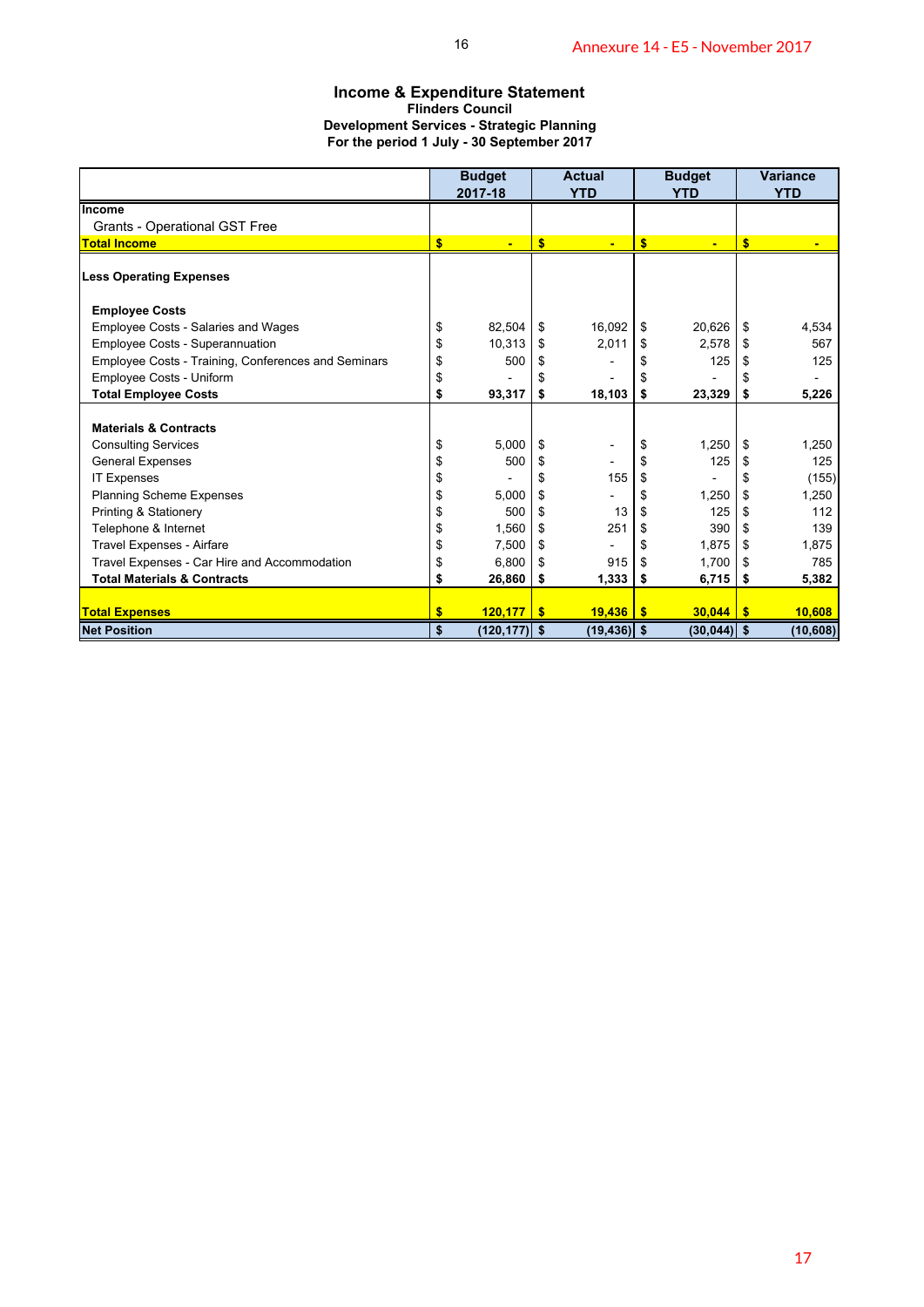## Income & Expenditure Statement

**Flinders Council**
**Development Services - Strategic Planning**
**For the period 1 July - 30 September 2017**

| | Budget 2017-18 | Actual YTD | Budget YTD | Variance YTD |
|---|---|---|---|---|
| **Income** | | | | |
| Grants - Operational GST Free | | | | |
| **Total Income** | **$ -** | **$ -** | **$ -** | **$ -** |
| **Less Operating Expenses** | | | | |
| **Employee Costs** | | | | |
| Employee Costs - Salaries and Wages | $ 82,504 | $ 16,092 | $ 20,626 | $ 4,534 |
| Employee Costs - Superannuation | $ 10,313 | $ 2,011 | $ 2,578 | $ 567 |
| Employee Costs - Training, Conferences and Seminars | $ 500 | $ - | $ 125 | $ 125 |
| Employee Costs - Uniform | $ - | $ - | $ - | $ - |
| **Total Employee Costs** | **$ 93,317** | **$ 18,103** | **$ 23,329** | **$ 5,226** |
| **Materials & Contracts** | | | | |
| Consulting Services | $ 5,000 | $ - | $ 1,250 | $ 1,250 |
| General Expenses | $ 500 | $ - | $ 125 | $ 125 |
| IT Expenses | $ - | $ 155 | $ - | $ (155) |
| Planning Scheme Expenses | $ 5,000 | $ - | $ 1,250 | $ 1,250 |
| Printing & Stationery | $ 500 | $ 13 | $ 125 | $ 112 |
| Telephone & Internet | $ 1,560 | $ 251 | $ 390 | $ 139 |
| Travel Expenses - Airfare | $ 7,500 | $ - | $ 1,875 | $ 1,875 |
| Travel Expenses - Car Hire and Accommodation | $ 6,800 | $ 915 | $ 1,700 | $ 785 |
| **Total Materials & Contracts** | **$ 26,860** | **$ 1,333** | **$ 6,715** | **$ 5,382** |
| **Total Expenses** | **$ 120,177** | **$ 19,436** | **$ 30,044** | **$ 10,608** |
| **Net Position** | **$ (120,177)** | **$ (19,436)** | **$ (30,044)** | **$ (10,608)** |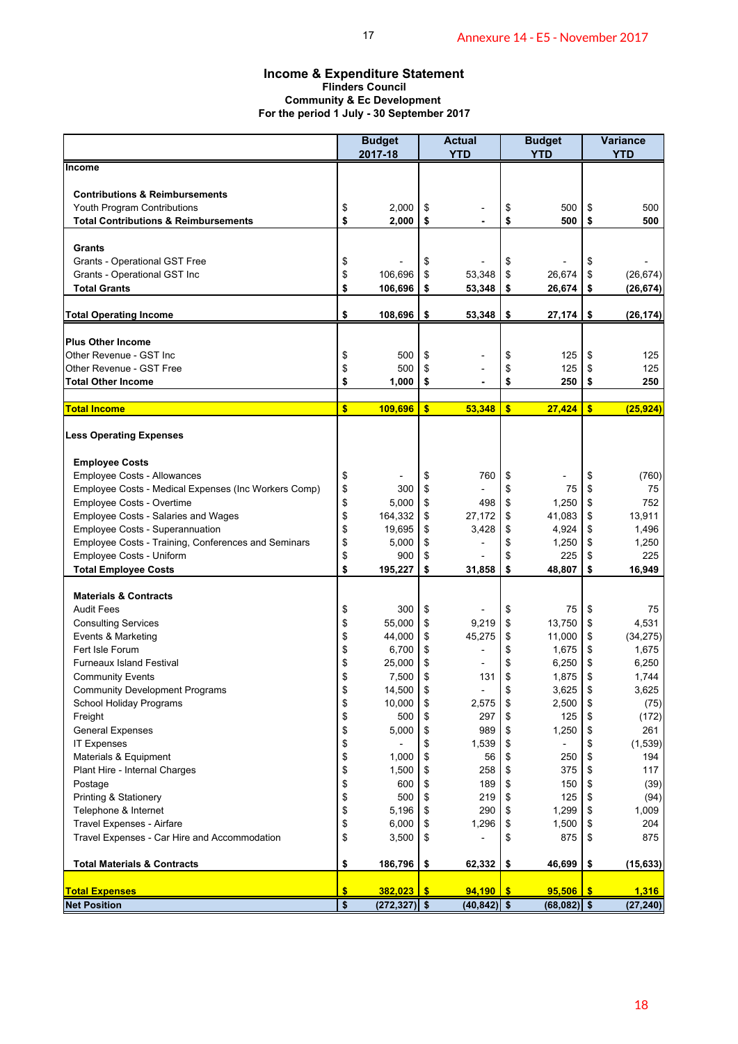Annexure 14 - E5 - November 2017

# Income & Expenditure Statement

**Flinders Council**
**Community & Ec Development**
**For the period 1 July - 30 September 2017**

| | Budget 2017-18 | Actual YTD | Budget YTD | Variance YTD |
|---|---|---|---|---|
| **Income** | | | | |
| **Contributions & Reimbursements** | | | | |
| Youth Program Contributions | $ 2,000 | $ - | $ 500 | $ 500 |
| **Total Contributions & Reimbursements** | **$ 2,000** | **$ -** | **$ 500** | **$ 500** |
| **Grants** | | | | |
| Grants - Operational GST Free | $ - | $ - | $ - | $ - |
| Grants - Operational GST Inc | $ 106,696 | $ 53,348 | $ 26,674 | $ (26,674) |
| **Total Grants** | **$ 106,696** | **$ 53,348** | **$ 26,674** | **$ (26,674)** |
| **Total Operating Income** | **$ 108,696** | **$ 53,348** | **$ 27,174** | **$ (26,174)** |
| **Plus Other Income** | | | | |
| Other Revenue - GST Inc | $ 500 | $ - | $ 125 | $ 125 |
| Other Revenue - GST Free | $ 500 | $ - | $ 125 | $ 125 |
| **Total Other Income** | **$ 1,000** | **$ -** | **$ 250** | **$ 250** |
| **Total Income** | **$ 109,696** | **$ 53,348** | **$ 27,424** | **$ (25,924)** |
| **Less Operating Expenses** | | | | |
| **Employee Costs** | | | | |
| Employee Costs - Allowances | $ - | $ 760 | $ - | $ (760) |
| Employee Costs - Medical Expenses (Inc Workers Comp) | $ 300 | $ - | $ 75 | $ 75 |
| Employee Costs - Overtime | $ 5,000 | $ 498 | $ 1,250 | $ 752 |
| Employee Costs - Salaries and Wages | $ 164,332 | $ 27,172 | $ 41,083 | $ 13,911 |
| Employee Costs - Superannuation | $ 19,695 | $ 3,428 | $ 4,924 | $ 1,496 |
| Employee Costs - Training, Conferences and Seminars | $ 5,000 | $ - | $ 1,250 | $ 1,250 |
| Employee Costs - Uniform | $ 900 | $ - | $ 225 | $ 225 |
| **Total Employee Costs** | **$ 195,227** | **$ 31,858** | **$ 48,807** | **$ 16,949** |
| **Materials & Contracts** | | | | |
| Audit Fees | $ 300 | $ - | $ 75 | $ 75 |
| Consulting Services | $ 55,000 | $ 9,219 | $ 13,750 | $ 4,531 |
| Events & Marketing | $ 44,000 | $ 45,275 | $ 11,000 | $ (34,275) |
| Fert Isle Forum | $ 6,700 | $ - | $ 1,675 | $ 1,675 |
| Furneaux Island Festival | $ 25,000 | $ - | $ 6,250 | $ 6,250 |
| Community Events | $ 7,500 | $ 131 | $ 1,875 | $ 1,744 |
| Community Development Programs | $ 14,500 | $ - | $ 3,625 | $ 3,625 |
| School Holiday Programs | $ 10,000 | $ 2,575 | $ 2,500 | $ (75) |
| Freight | $ 500 | $ 297 | $ 125 | $ (172) |
| General Expenses | $ 5,000 | $ 989 | $ 1,250 | $ 261 |
| IT Expenses | $ - | $ 1,539 | $ - | $ (1,539) |
| Materials & Equipment | $ 1,000 | $ 56 | $ 250 | $ 194 |
| Plant Hire - Internal Charges | $ 1,500 | $ 258 | $ 375 | $ 117 |
| Postage | $ 600 | $ 189 | $ 150 | $ (39) |
| Printing & Stationery | $ 500 | $ 219 | $ 125 | $ (94) |
| Telephone & Internet | $ 5,196 | $ 290 | $ 1,299 | $ 1,009 |
| Travel Expenses - Airfare | $ 6,000 | $ 1,296 | $ 1,500 | $ 204 |
| Travel Expenses - Car Hire and Accommodation | $ 3,500 | $ - | $ 875 | $ 875 |
| **Total Materials & Contracts** | **$ 186,796** | **$ 62,332** | **$ 46,699** | **$ (15,633)** |
| **Total Expenses** | **$ 382,023** | **$ 94,190** | **$ 95,506** | **$ 1,316** |
| **Net Position** | **$ (272,327)** | **$ (40,842)** | **$ (68,082)** | **$ (27,240)** |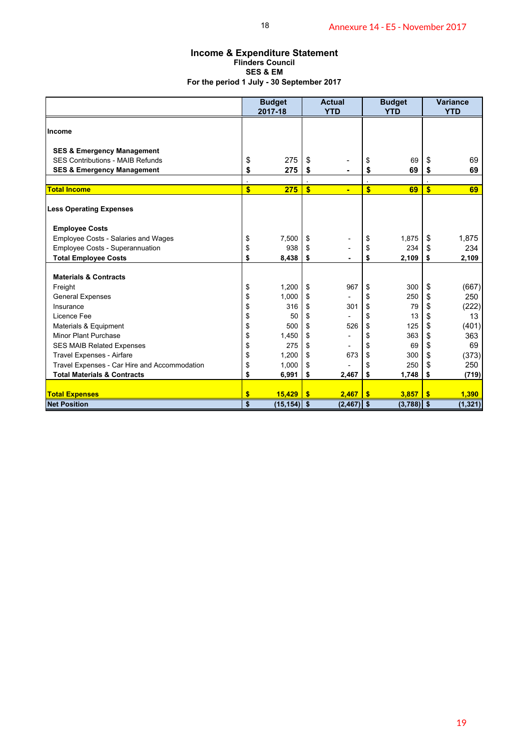# Income & Expenditure Statement

**Flinders Council**
**SES & EM**
**For the period 1 July - 30 September 2017**

| | Budget 2017-18 | Actual YTD | Budget YTD | Variance YTD |
|---|---|---|---|---|
| **Income** | | | | |
| **SES & Emergency Management** | | | | |
| SES Contributions - MAIB Refunds | $ 275 | $ - | $ 69 | $ 69 |
| **SES & Emergency Management** | **$ 275** | **$ -** | **$ 69** | **$ 69** |
| **Total Income** | **$ 275** | **$ -** | **$ 69** | **$ 69** |
| **Less Operating Expenses** | | | | |
| **Employee Costs** | | | | |
| Employee Costs - Salaries and Wages | $ 7,500 | $ - | $ 1,875 | $ 1,875 |
| Employee Costs - Superannuation | $ 938 | $ - | $ 234 | $ 234 |
| **Total Employee Costs** | **$ 8,438** | **$ -** | **$ 2,109** | **$ 2,109** |
| **Materials & Contracts** | | | | |
| Freight | $ 1,200 | $ 967 | $ 300 | $ (667) |
| General Expenses | $ 1,000 | $ - | $ 250 | $ 250 |
| Insurance | $ 316 | $ 301 | $ 79 | $ (222) |
| Licence Fee | $ 50 | $ - | $ 13 | $ 13 |
| Materials & Equipment | $ 500 | $ 526 | $ 125 | $ (401) |
| Minor Plant Purchase | $ 1,450 | $ - | $ 363 | $ 363 |
| SES MAIB Related Expenses | $ 275 | $ - | $ 69 | $ 69 |
| Travel Expenses - Airfare | $ 1,200 | $ 673 | $ 300 | $ (373) |
| Travel Expenses - Car Hire and Accommodation | $ 1,000 | $ - | $ 250 | $ 250 |
| **Total Materials & Contracts** | **$ 6,991** | **$ 2,467** | **$ 1,748** | **$ (719)** |
| **Total Expenses** | **$ 15,429** | **$ 2,467** | **$ 3,857** | **$ 1,390** |
| **Net Position** | **$ (15,154)** | **$ (2,467)** | **$ (3,788)** | **$ (1,321)** |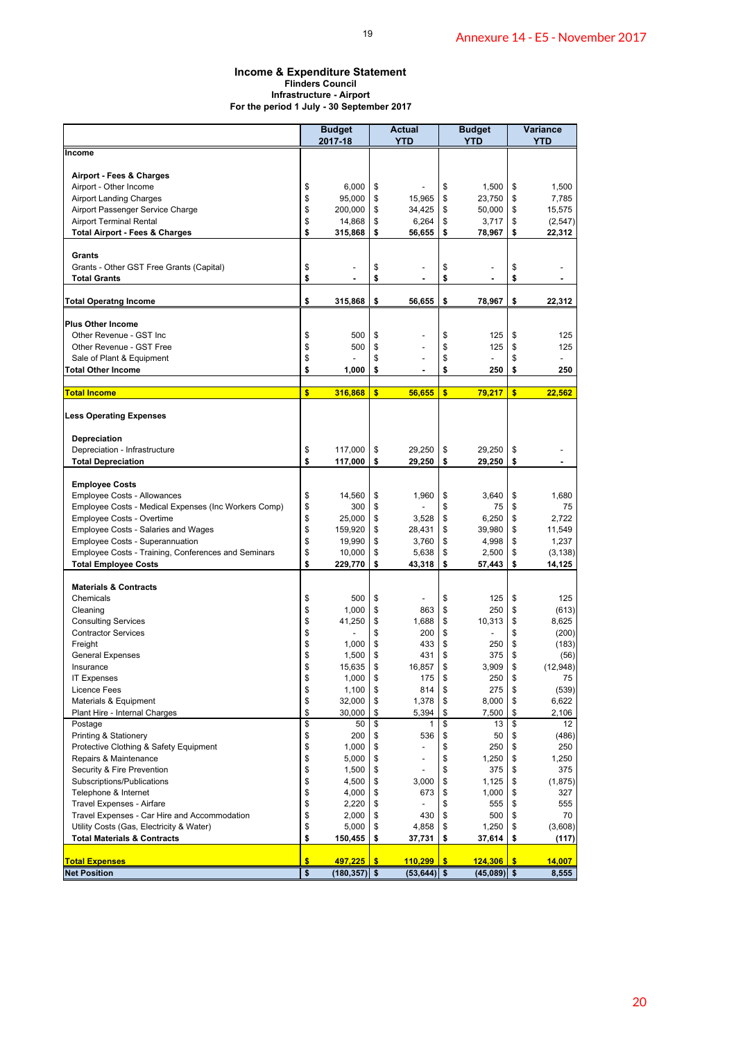Annexure 14 - E5 - November 2017

**Income & Expenditure Statement**
**Flinders Council**
**Infrastructure - Airport**
**For the period 1 July - 30 September 2017**

| | Budget 2017-18 | Actual YTD | Budget YTD | Variance YTD |
|---|---|---|---|---|
| **Income** | | | | |
| **Airport - Fees & Charges** | | | | |
| Airport - Other Income | $ 6,000 | $ - | $ 1,500 | $ 1,500 |
| Airport Landing Charges | $ 95,000 | $ 15,965 | $ 23,750 | $ 7,785 |
| Airport Passenger Service Charge | $ 200,000 | $ 34,425 | $ 50,000 | $ 15,575 |
| Airport Terminal Rental | $ 14,868 | $ 6,264 | $ 3,717 | $ (2,547) |
| **Total Airport - Fees & Charges** | **$ 315,868** | **$ 56,655** | **$ 78,967** | **$ 22,312** |
| **Grants** | | | | |
| Grants - Other GST Free Grants (Capital) | $ - | $ - | $ - | $ - |
| **Total Grants** | **$ -** | **$ -** | **$ -** | **$ -** |
| **Total Operatng Income** | **$ 315,868** | **$ 56,655** | **$ 78,967** | **$ 22,312** |
| **Plus Other Income** | | | | |
| Other Revenue - GST Inc | $ 500 | $ - | $ 125 | $ 125 |
| Other Revenue - GST Free | $ 500 | $ - | $ 125 | $ 125 |
| Sale of Plant & Equipment | $ - | $ - | $ - | $ - |
| **Total Other Income** | **$ 1,000** | **$ -** | **$ 250** | **$ 250** |
| **Total Income** | **$ 316,868** | **$ 56,655** | **$ 79,217** | **$ 22,562** |
| **Less Operating Expenses** | | | | |
| **Depreciation** | | | | |
| Depreciation - Infrastructure | $ 117,000 | $ 29,250 | $ 29,250 | $ - |
| **Total Depreciation** | **$ 117,000** | **$ 29,250** | **$ 29,250** | **$ -** |
| **Employee Costs** | | | | |
| Employee Costs - Allowances | $ 14,560 | $ 1,960 | $ 3,640 | $ 1,680 |
| Employee Costs - Medical Expenses (Inc Workers Comp) | $ 300 | $ - | $ 75 | $ 75 |
| Employee Costs - Overtime | $ 25,000 | $ 3,528 | $ 6,250 | $ 2,722 |
| Employee Costs - Salaries and Wages | $ 159,920 | $ 28,431 | $ 39,980 | $ 11,549 |
| Employee Costs - Superannuation | $ 19,990 | $ 3,760 | $ 4,998 | $ 1,237 |
| Employee Costs - Training, Conferences and Seminars | $ 10,000 | $ 5,638 | $ 2,500 | $ (3,138) |
| **Total Employee Costs** | **$ 229,770** | **$ 43,318** | **$ 57,443** | **$ 14,125** |
| **Materials & Contracts** | | | | |
| Chemicals | $ 500 | $ - | $ 125 | $ 125 |
| Cleaning | $ 1,000 | $ 863 | $ 250 | $ (613) |
| Consulting Services | $ 41,250 | $ 1,688 | $ 10,313 | $ 8,625 |
| Contractor Services | $ - | $ 200 | $ - | $ (200) |
| Freight | $ 1,000 | $ 433 | $ 250 | $ (183) |
| General Expenses | $ 1,500 | $ 431 | $ 375 | $ (56) |
| Insurance | $ 15,635 | $ 16,857 | $ 3,909 | $ (12,948) |
| IT Expenses | $ 1,000 | $ 175 | $ 250 | $ 75 |
| Licence Fees | $ 1,100 | $ 814 | $ 275 | $ (539) |
| Materials & Equipment | $ 32,000 | $ 1,378 | $ 8,000 | $ 6,622 |
| Plant Hire - Internal Charges | $ 30,000 | $ 5,394 | $ 7,500 | $ 2,106 |
| Postage | $ 50 | $ 1 | $ 13 | $ 12 |
| Printing & Stationery | $ 200 | $ 536 | $ 50 | $ (486) |
| Protective Clothing & Safety Equipment | $ 1,000 | $ - | $ 250 | $ 250 |
| Repairs & Maintenance | $ 5,000 | $ - | $ 1,250 | $ 1,250 |
| Security & Fire Prevention | $ 1,500 | $ - | $ 375 | $ 375 |
| Subscriptions/Publications | $ 4,500 | $ 3,000 | $ 1,125 | $ (1,875) |
| Telephone & Internet | $ 4,000 | $ 673 | $ 1,000 | $ 327 |
| Travel Expenses - Airfare | $ 2,220 | $ - | $ 555 | $ 555 |
| Travel Expenses - Car Hire and Accommodation | $ 2,000 | $ 430 | $ 500 | $ 70 |
| Utility Costs (Gas, Electricity & Water) | $ 5,000 | $ 4,858 | $ 1,250 | $ (3,608) |
| **Total Materials & Contracts** | **$ 150,455** | **$ 37,731** | **$ 37,614** | **$ (117)** |
| **Total Expenses** | **$ 497,225** | **$ 110,299** | **$ 124,306** | **$ 14,007** |
| **Net Position** | **$ (180,357)** | **$ (53,644)** | **$ (45,089)** | **$ 8,555** |